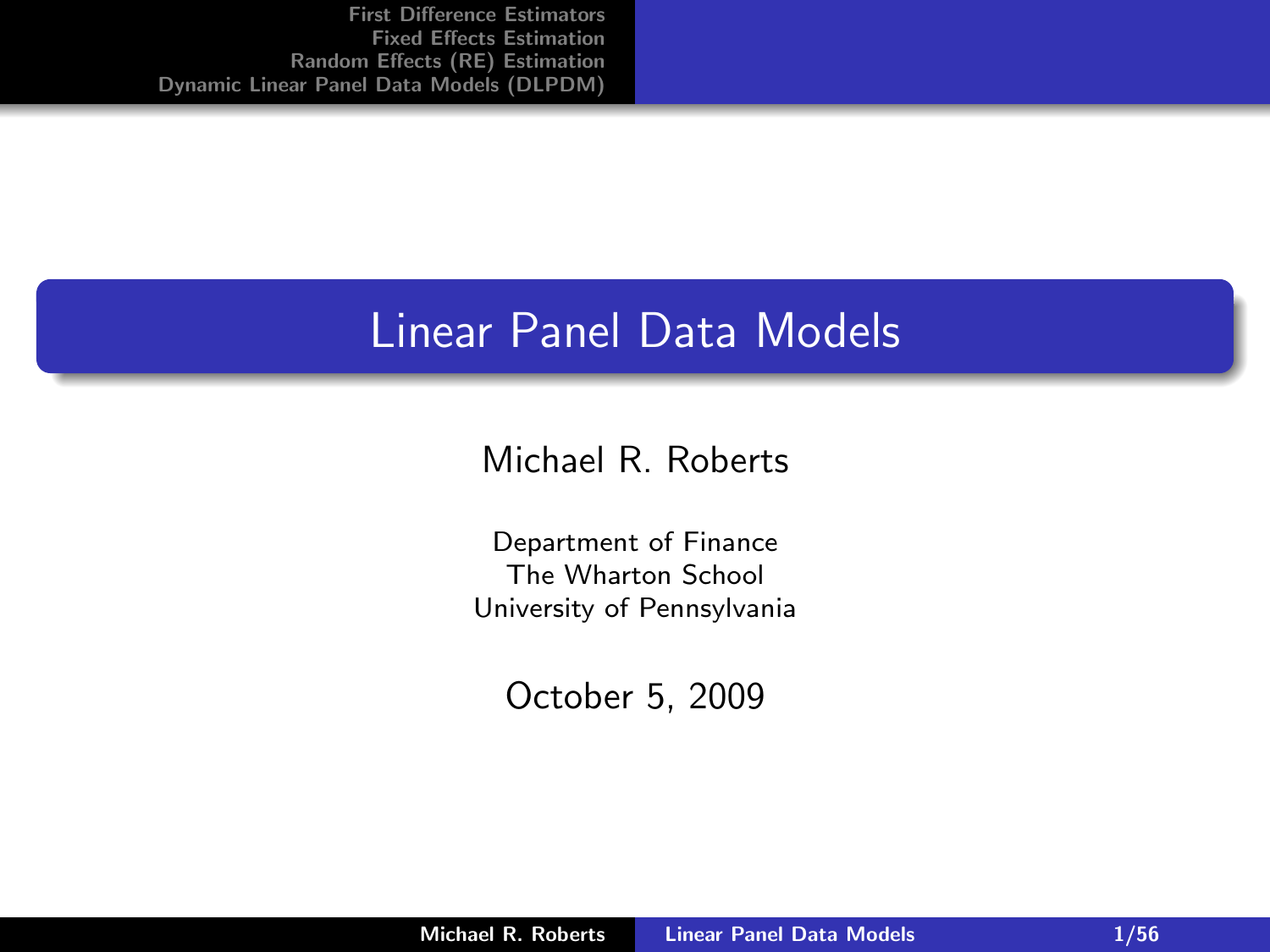# Linear Panel Data Models

Michael R. Roberts

Department of Finance
The Wharton School
University of Pennsylvania

October 5, 2009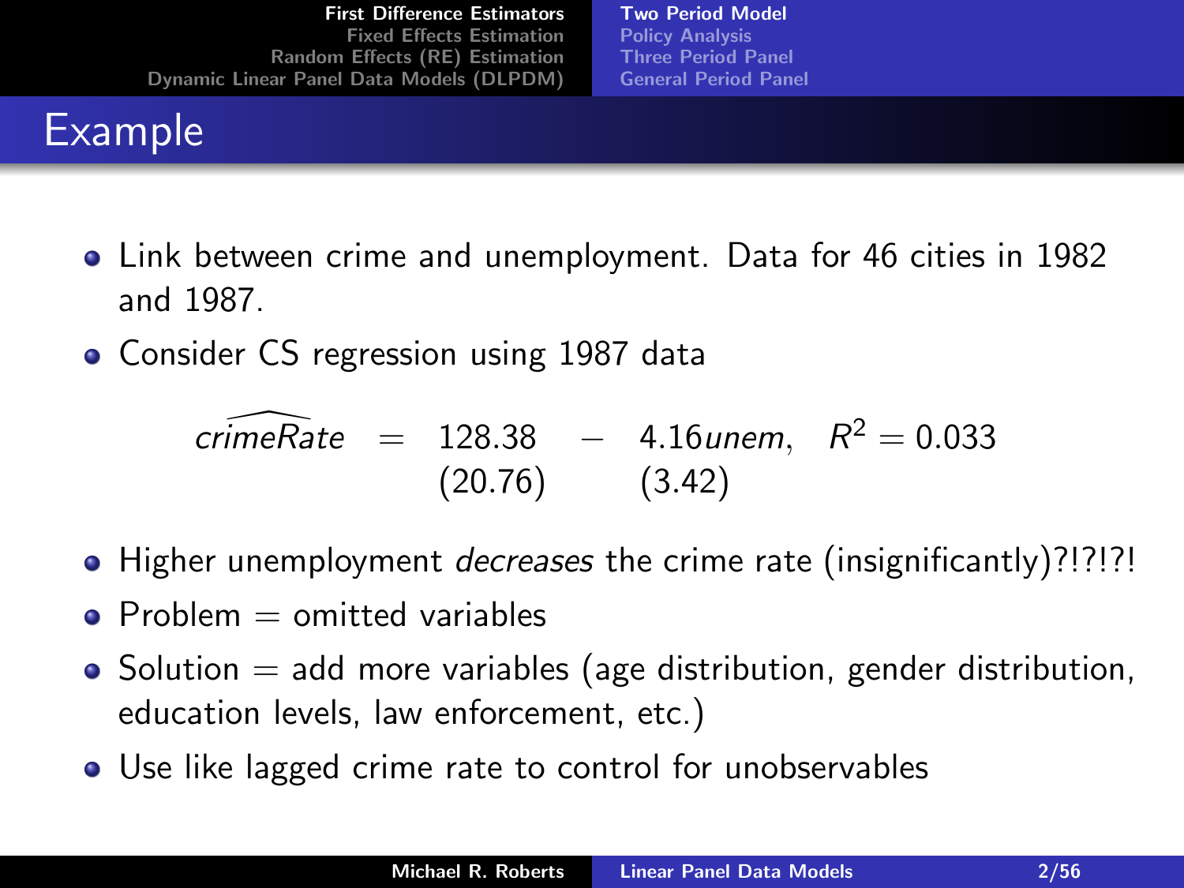# Example

- Link between crime and unemployment. Data for 46 cities in 1982 and 1987.
- Consider CS regression using 1987 data

$$\widehat{crimeRate} = \underset{(20.76)}{128.38} - \underset{(3.42)}{4.16}unem, \quad R^2 = 0.033$$

- Higher unemployment *decreases* the crime rate (insignificantly)?!?!?!
- Problem = omitted variables
- Solution = add more variables (age distribution, gender distribution, education levels, law enforcement, etc.)
- Use like lagged crime rate to control for unobservables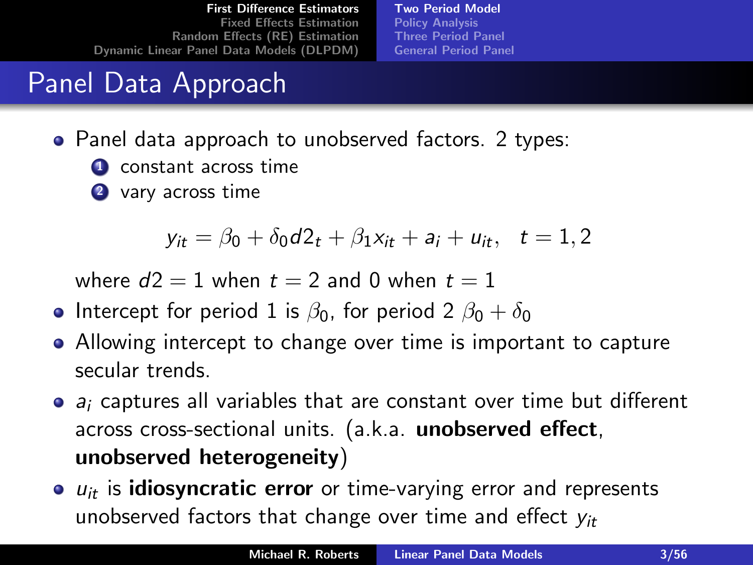# Panel Data Approach

- Panel data approach to unobserved factors. 2 types:
  1. constant across time
  2. vary across time

$$y_{it} = \beta_0 + \delta_0 d2_t + \beta_1 x_{it} + a_i + u_{it}, \quad t = 1, 2$$

  where $d2 = 1$ when $t = 2$ and 0 when $t = 1$

- Intercept for period 1 is $\beta_0$, for period 2 $\beta_0 + \delta_0$
- Allowing intercept to change over time is important to capture secular trends.
- $a_i$ captures all variables that are constant over time but different across cross-sectional units. (a.k.a. **unobserved effect**, **unobserved heterogeneity**)
- $u_{it}$ is **idiosyncratic error** or time-varying error and represents unobserved factors that change over time and effect $y_{it}$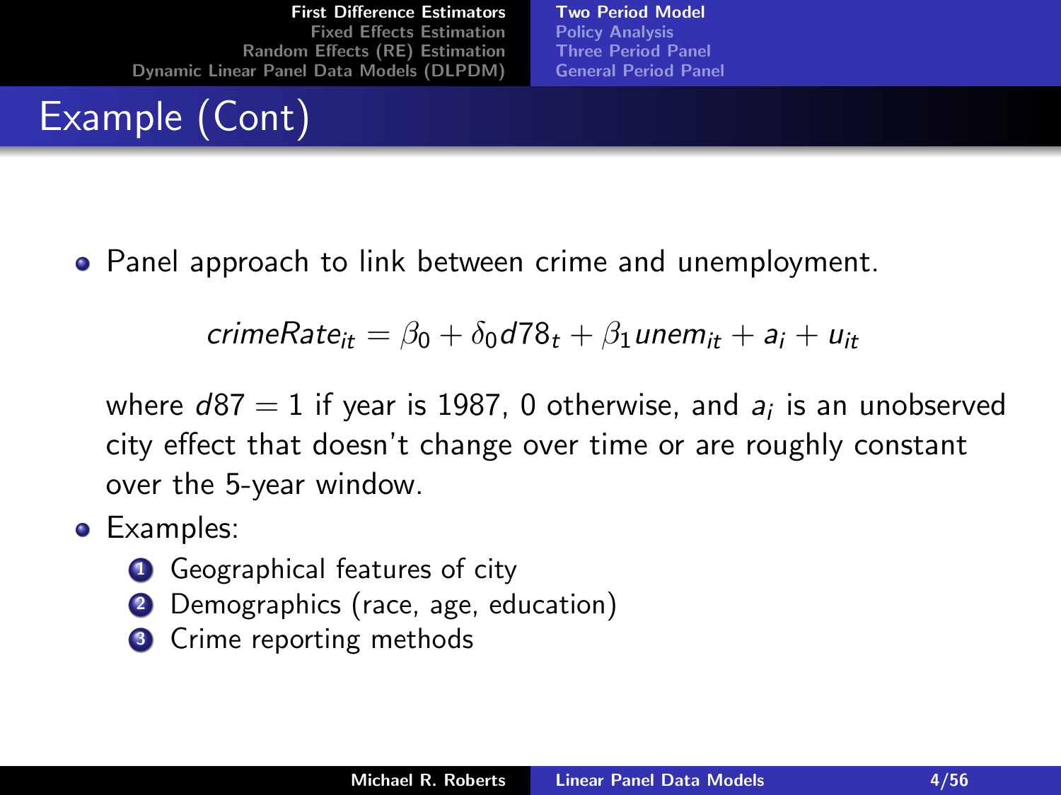# Example (Cont)

- Panel approach to link between crime and unemployment.

$$crimeRate_{it} = \beta_0 + \delta_0 d78_t + \beta_1 unem_{it} + a_i + u_{it}$$

where $d87 = 1$ if year is 1987, 0 otherwise, and $a_i$ is an unobserved city effect that doesn't change over time or are roughly constant over the 5-year window.

- Examples:
  1. Geographical features of city
  2. Demographics (race, age, education)
  3. Crime reporting methods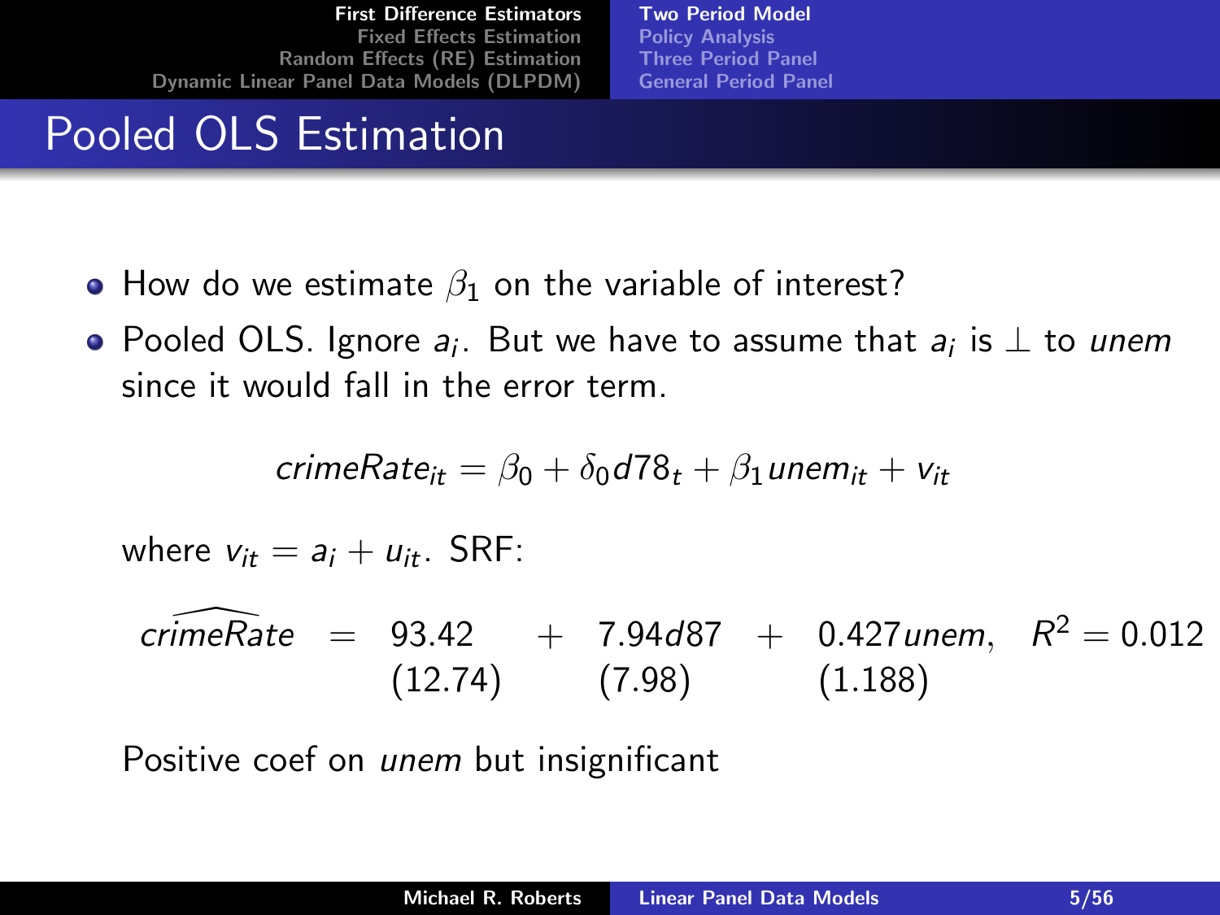# Pooled OLS Estimation

- How do we estimate $\beta_1$ on the variable of interest?
- Pooled OLS. Ignore $a_i$. But we have to assume that $a_i$ is $\perp$ to *unem* since it would fall in the error term.

$$crimeRate_{it} = \beta_0 + \delta_0 d78_t + \beta_1 unem_{it} + v_{it}$$

where $v_{it} = a_i + u_{it}$. SRF:

$$\widehat{crimeRate} = \underset{(12.74)}{93.42} + \underset{(7.98)}{7.94 d87} + \underset{(1.188)}{0.427 unem}, \quad R^2 = 0.012$$

Positive coef on *unem* but insignificant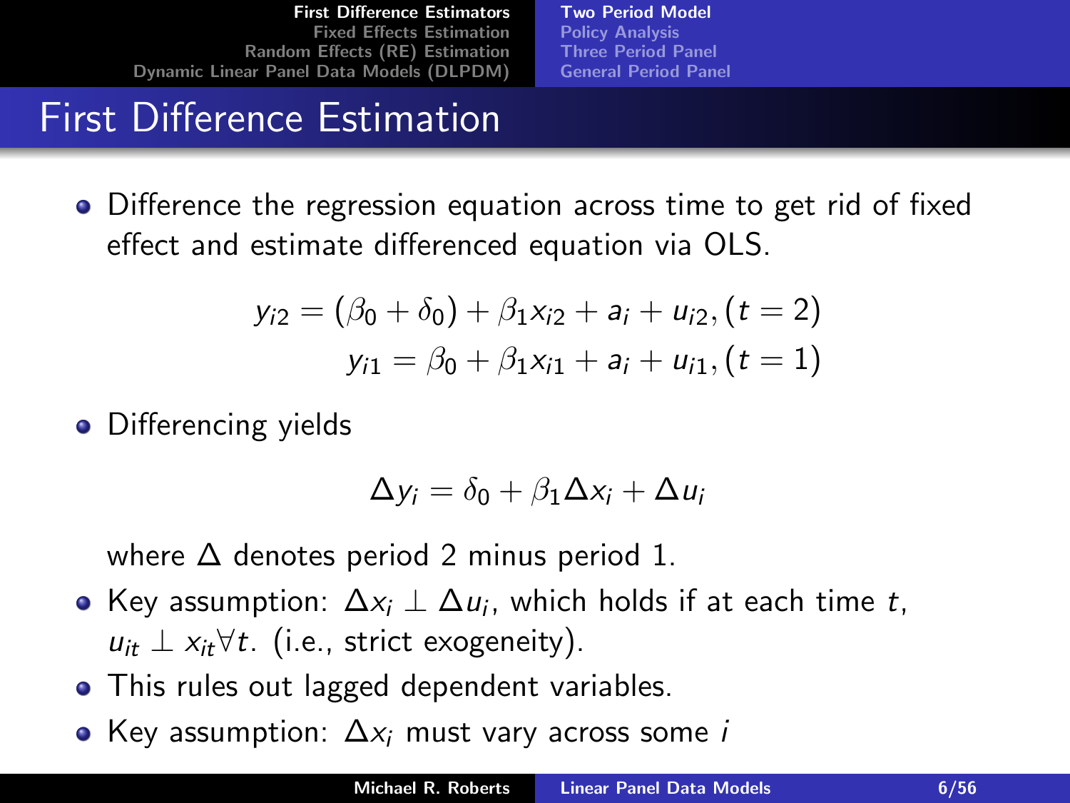# First Difference Estimation

- Difference the regression equation across time to get rid of fixed effect and estimate differenced equation via OLS.

$$
\begin{aligned}
y_{i2} &= (\beta_0 + \delta_0) + \beta_1 x_{i2} + a_i + u_{i2}, (t = 2) \\
y_{i1} &= \beta_0 + \beta_1 x_{i1} + a_i + u_{i1}, (t = 1)
\end{aligned}
$$

- Differencing yields

$$
\Delta y_i = \delta_0 + \beta_1 \Delta x_i + \Delta u_i
$$

  where $\Delta$ denotes period 2 minus period 1.

- Key assumption: $\Delta x_i \perp \Delta u_i$, which holds if at each time $t$, $u_{it} \perp x_{it} \forall t$. (i.e., strict exogeneity).
- This rules out lagged dependent variables.
- Key assumption: $\Delta x_i$ must vary across some $i$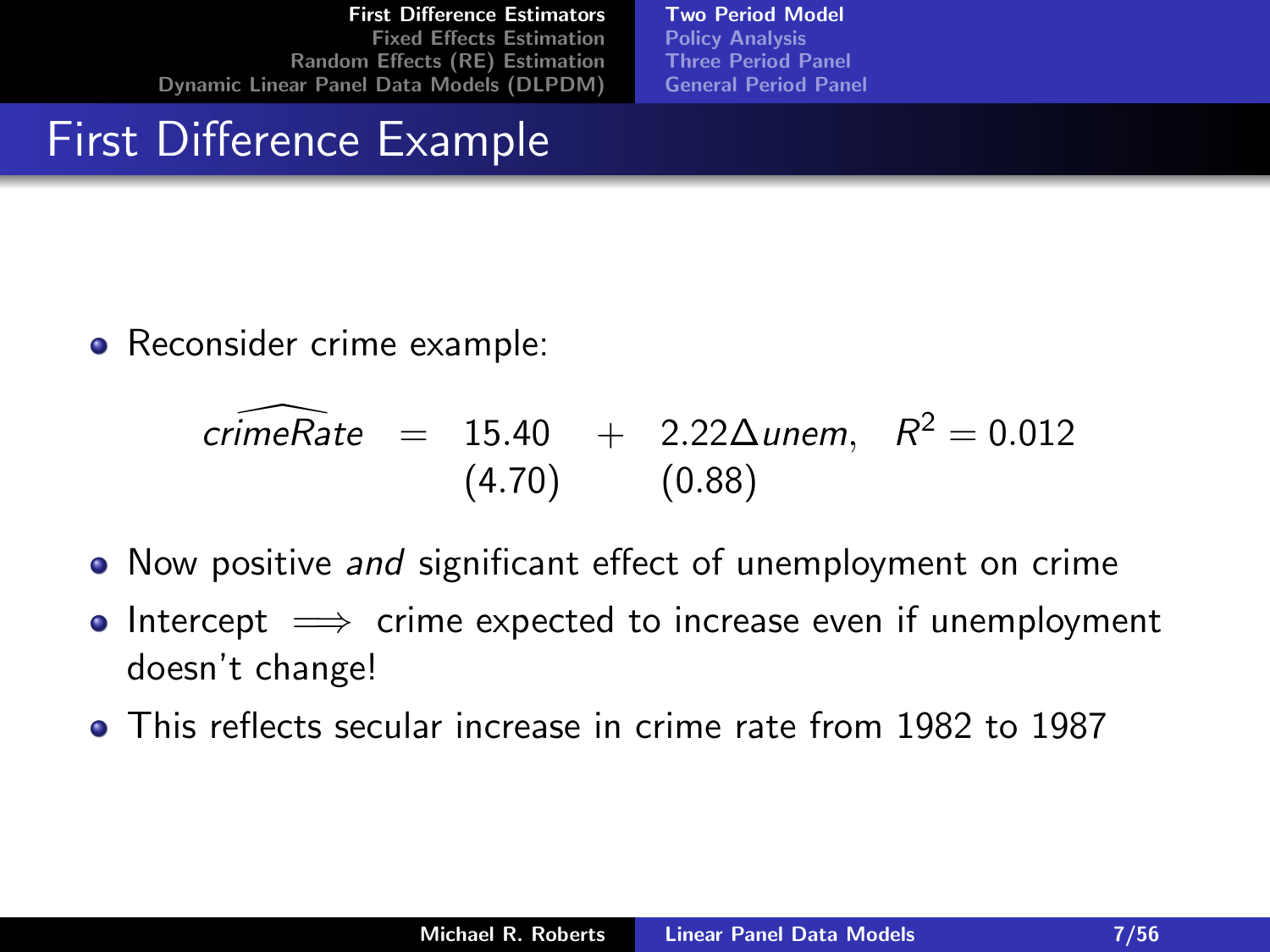# First Difference Example

- Reconsider crime example:

$$\widehat{crimeRate} = \underset{(4.70)}{15.40} + \underset{(0.88)}{2.22}\Delta unem, \quad R^2 = 0.012$$

- Now positive *and* significant effect of unemployment on crime
- Intercept $\implies$ crime expected to increase even if unemployment doesn't change!
- This reflects secular increase in crime rate from 1982 to 1987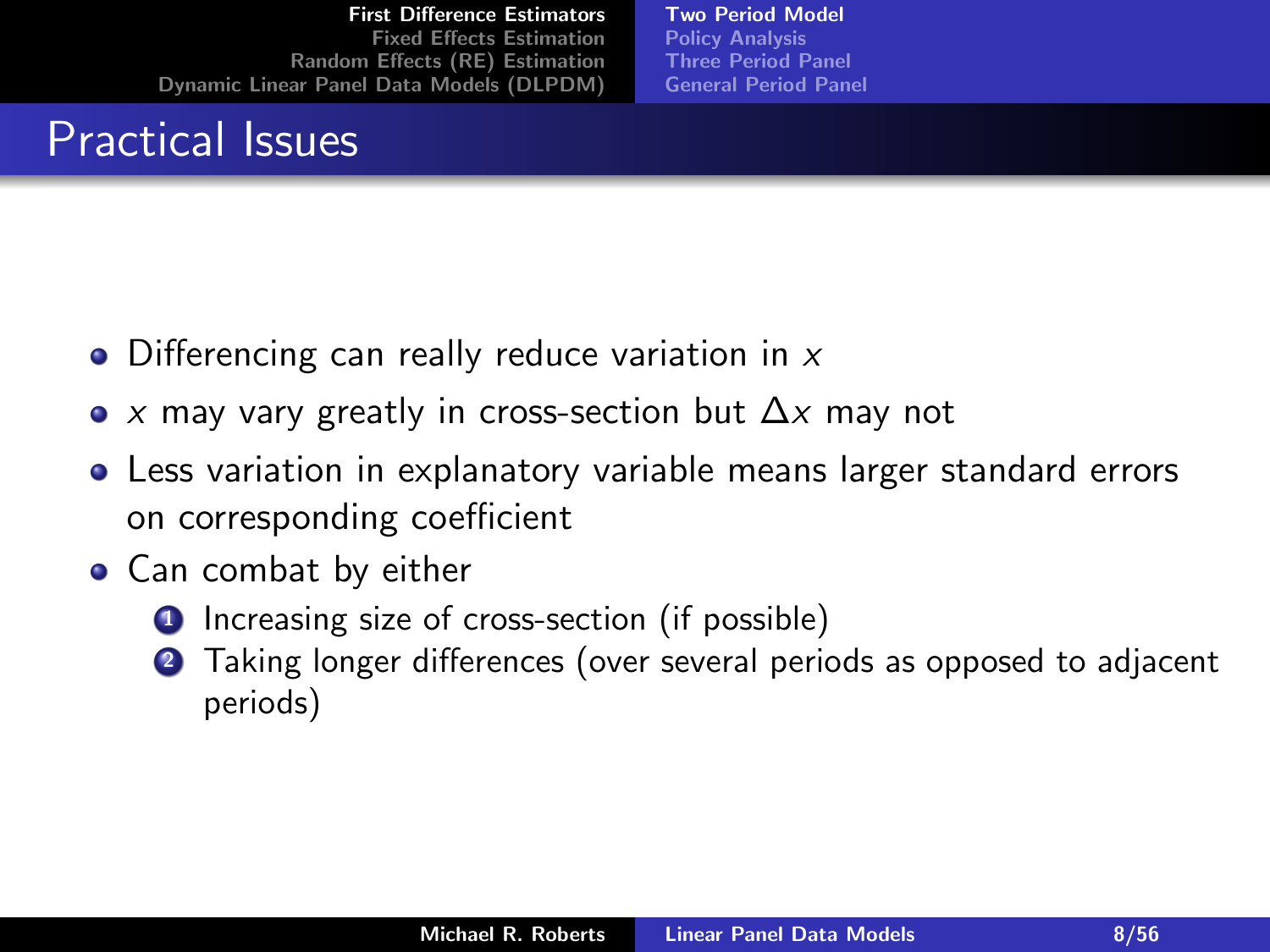# Practical Issues

- Differencing can really reduce variation in $x$
- $x$ may vary greatly in cross-section but $\Delta x$ may not
- Less variation in explanatory variable means larger standard errors on corresponding coefficient
- Can combat by either
  1. Increasing size of cross-section (if possible)
  2. Taking longer differences (over several periods as opposed to adjacent periods)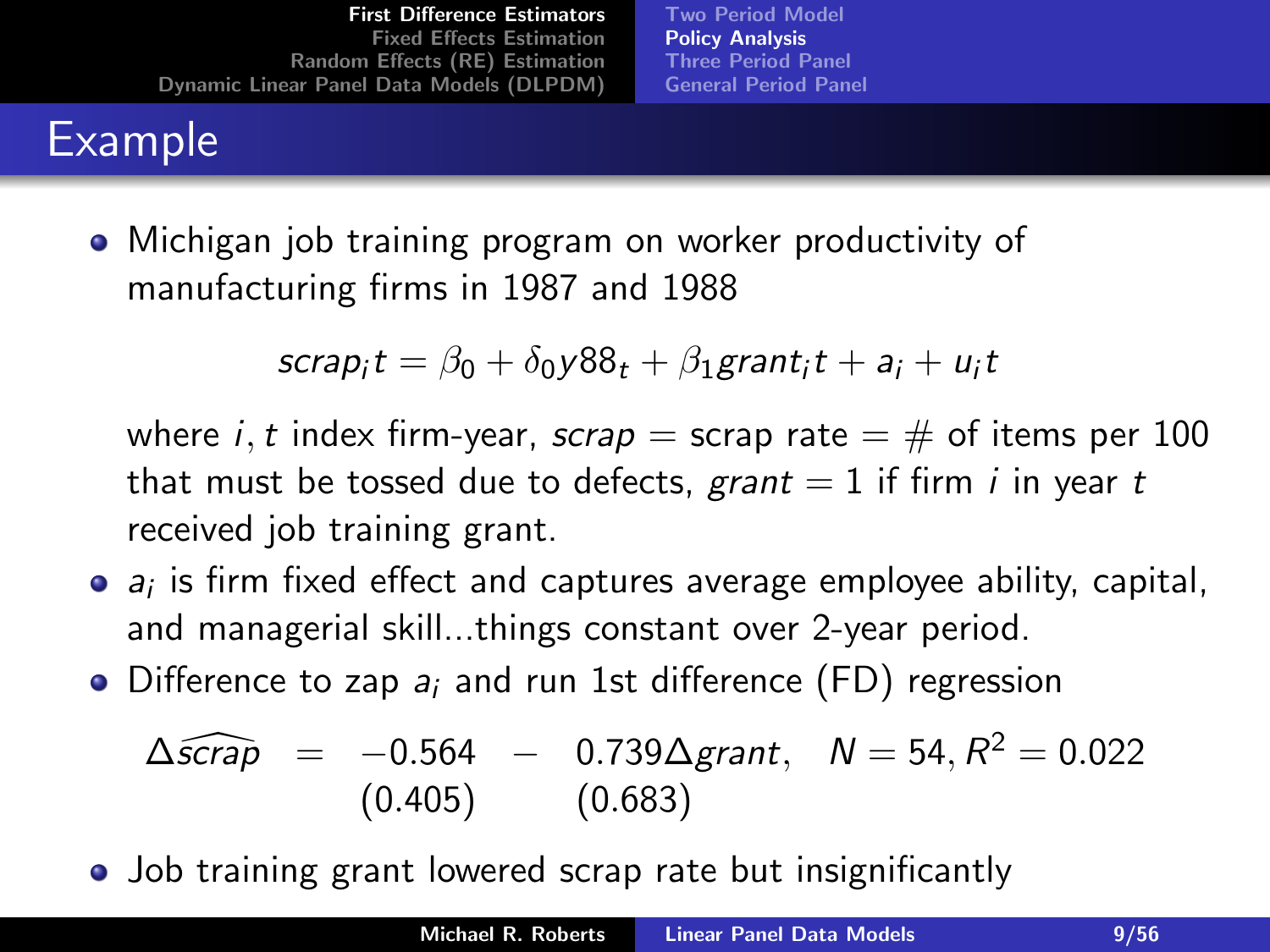# Example

- Michigan job training program on worker productivity of manufacturing firms in 1987 and 1988

$$scrap_i t = \beta_0 + \delta_0 y88_t + \beta_1 grant_i t + a_i + u_i t$$

  where $i, t$ index firm-year, *scrap* = scrap rate = # of items per 100 that must be tossed due to defects, *grant* = 1 if firm $i$ in year $t$ received job training grant.

- $a_i$ is firm fixed effect and captures average employee ability, capital, and managerial skill...things constant over 2-year period.
- Difference to zap $a_i$ and run 1st difference (FD) regression

$$\begin{aligned} \Delta \widehat{scrap} &= \underset{(0.405)}{-0.564} - \underset{(0.683)}{0.739} \Delta grant, \quad N = 54, R^2 = 0.022 \end{aligned}$$

- Job training grant lowered scrap rate but insignificantly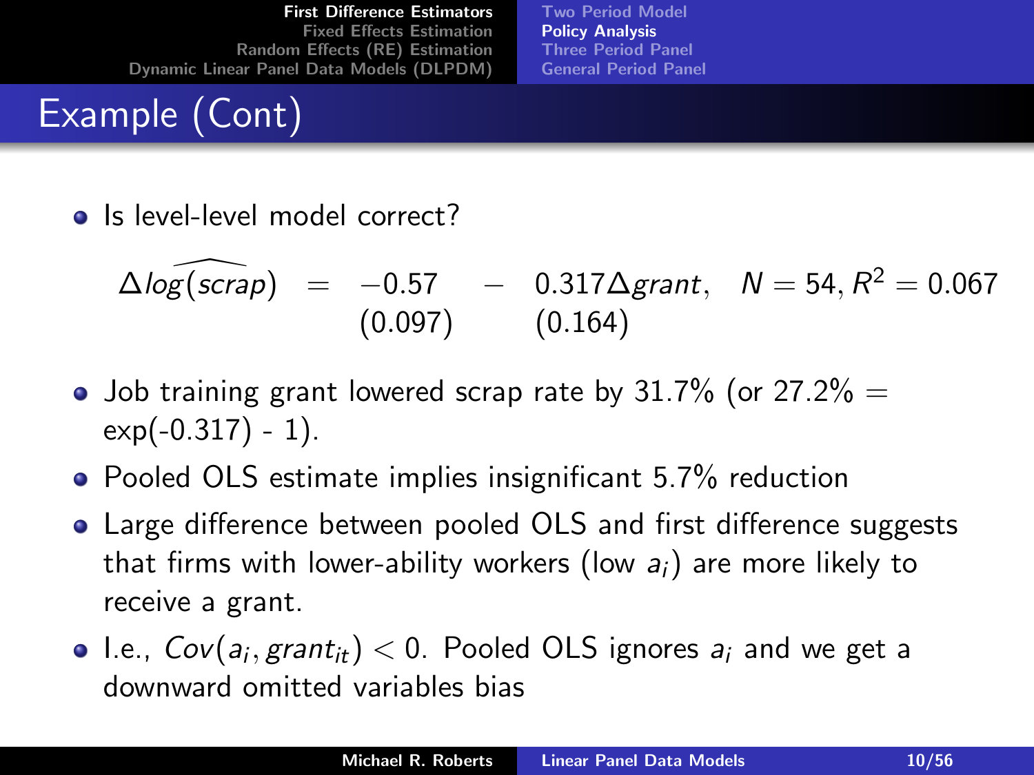# Example (Cont)

- Is level-level model correct?

$$\Delta \widehat{log(scrap)} = \underset{(0.097)}{-0.57} - \underset{(0.164)}{0.317} \Delta grant, \quad N = 54, R^2 = 0.067$$

- Job training grant lowered scrap rate by 31.7% (or 27.2% = exp(-0.317) - 1).
- Pooled OLS estimate implies insignificant 5.7% reduction
- Large difference between pooled OLS and first difference suggests that firms with lower-ability workers (low $a_i$) are more likely to receive a grant.
- I.e., $Cov(a_i, grant_{it}) < 0$. Pooled OLS ignores $a_i$ and we get a downward omitted variables bias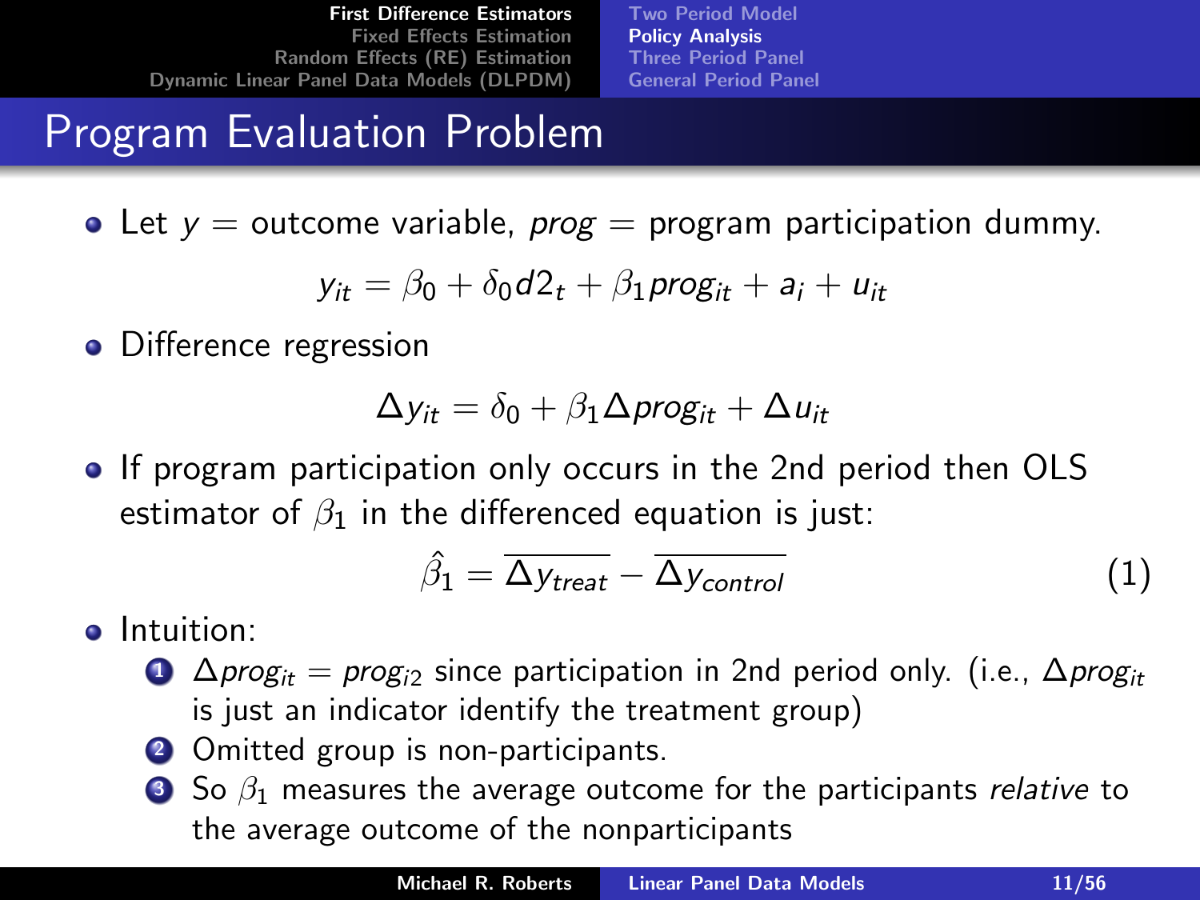# Program Evaluation Problem

- Let $y$ = outcome variable, *prog* = program participation dummy.

$$y_{it} = \beta_0 + \delta_0 d2_t + \beta_1 prog_{it} + a_i + u_{it}$$

- Difference regression

$$\Delta y_{it} = \delta_0 + \beta_1 \Delta prog_{it} + \Delta u_{it}$$

- If program participation only occurs in the 2nd period then OLS estimator of $\beta_1$ in the differenced equation is just:

$$\hat{\beta}_1 = \overline{\Delta y_{treat}} - \overline{\Delta y_{control}} \quad (1)$$

- Intuition:
  1. $\Delta prog_{it} = prog_{i2}$ since participation in 2nd period only. (i.e., $\Delta prog_{it}$ is just an indicator identify the treatment group)
  2. Omitted group is non-participants.
  3. So $\beta_1$ measures the average outcome for the participants *relative* to the average outcome of the nonparticipants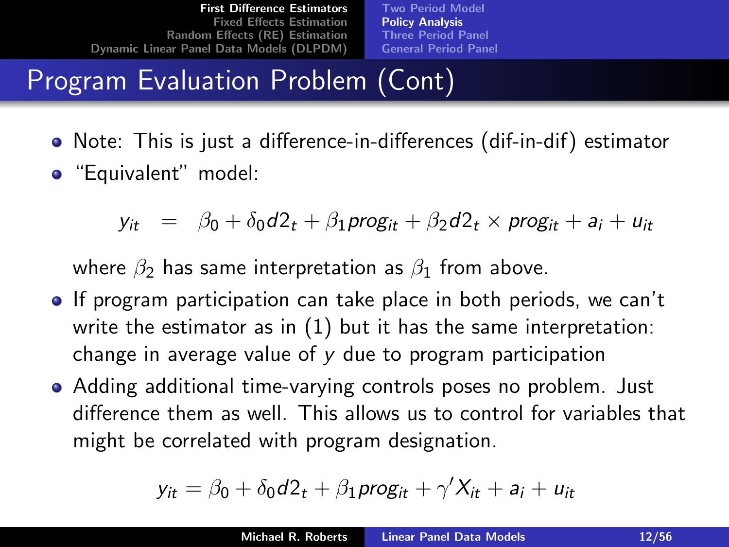# Program Evaluation Problem (Cont)

- Note: This is just a difference-in-differences (dif-in-dif) estimator
- "Equivalent" model:

$$y_{it} = \beta_0 + \delta_0 d2_t + \beta_1 prog_{it} + \beta_2 d2_t \times prog_{it} + a_i + u_{it}$$

  where $\beta_2$ has same interpretation as $\beta_1$ from above.

- If program participation can take place in both periods, we can't write the estimator as in (1) but it has the same interpretation: change in average value of $y$ due to program participation
- Adding additional time-varying controls poses no problem. Just difference them as well. This allows us to control for variables that might be correlated with program designation.

$$y_{it} = \beta_0 + \delta_0 d2_t + \beta_1 prog_{it} + \gamma' X_{it} + a_i + u_{it}$$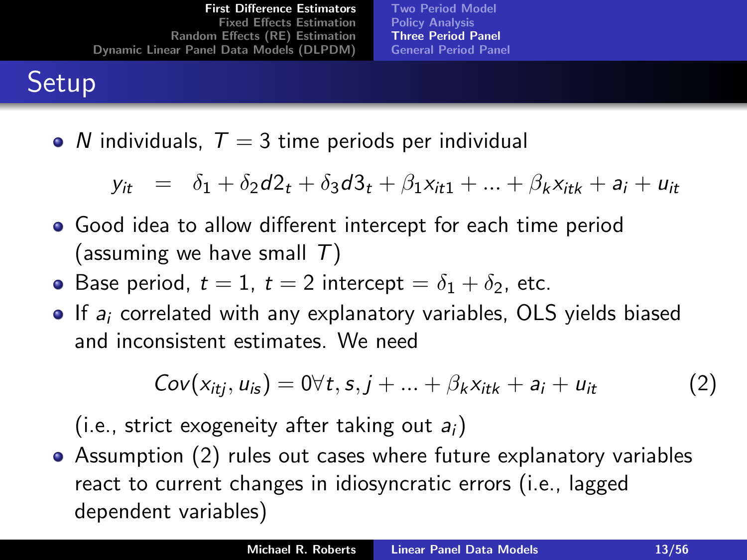# Setup

- $N$ individuals, $T = 3$ time periods per individual

$$y_{it} = \delta_1 + \delta_2 d2_t + \delta_3 d3_t + \beta_1 x_{it1} + ... + \beta_k x_{itk} + a_i + u_{it}$$

- Good idea to allow different intercept for each time period (assuming we have small $T$)
- Base period, $t = 1$, $t = 2$ intercept $= \delta_1 + \delta_2$, etc.
- If $a_i$ correlated with any explanatory variables, OLS yields biased and inconsistent estimates. We need

$$Cov(x_{itj}, u_{is}) = 0 \forall t, s, j + ... + \beta_k x_{itk} + a_i + u_{it} \tag{2}$$

(i.e., strict exogeneity after taking out $a_i$)

- Assumption (2) rules out cases where future explanatory variables react to current changes in idiosyncratic errors (i.e., lagged dependent variables)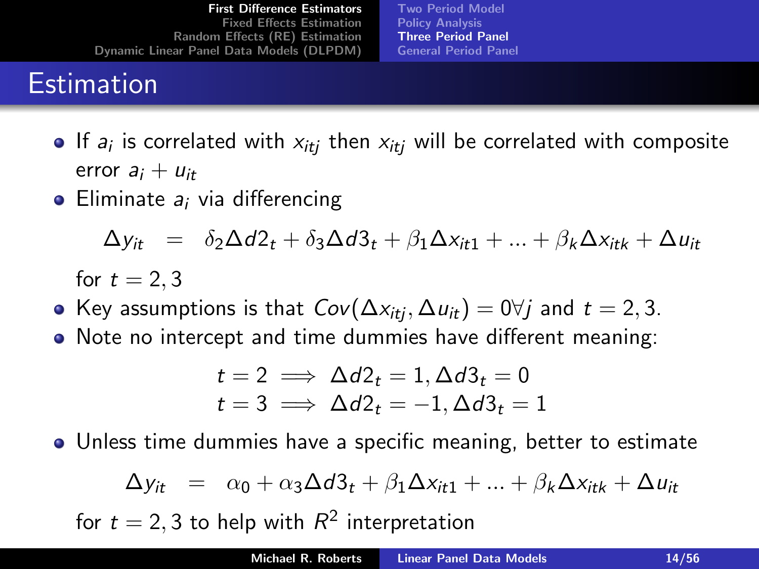# Estimation

- If $a_i$ is correlated with $x_{itj}$ then $x_{itj}$ will be correlated with composite error $a_i + u_{it}$
- Eliminate $a_i$ via differencing

$$\Delta y_{it} = \delta_2 \Delta d2_t + \delta_3 \Delta d3_t + \beta_1 \Delta x_{it1} + ... + \beta_k \Delta x_{itk} + \Delta u_{it}$$

for $t = 2, 3$

- Key assumptions is that $Cov(\Delta x_{itj}, \Delta u_{it}) = 0 \forall j$ and $t = 2, 3$.
- Note no intercept and time dummies have different meaning:

$$t = 2 \implies \Delta d2_t = 1, \Delta d3_t = 0$$
$$t = 3 \implies \Delta d2_t = -1, \Delta d3_t = 1$$

- Unless time dummies have a specific meaning, better to estimate

$$\Delta y_{it} = \alpha_0 + \alpha_3 \Delta d3_t + \beta_1 \Delta x_{it1} + ... + \beta_k \Delta x_{itk} + \Delta u_{it}$$

for $t = 2, 3$ to help with $R^2$ interpretation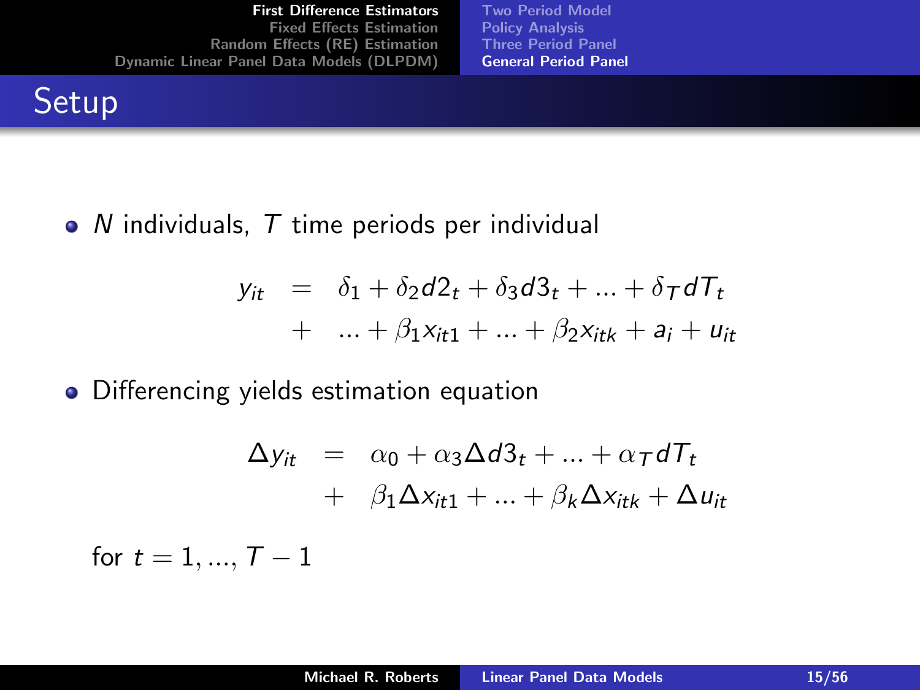## Setup

- $N$ individuals, $T$ time periods per individual

$$
\begin{aligned}
y_{it} &= \delta_1 + \delta_2 d2_t + \delta_3 d3_t + \ldots + \delta_T dT_t \\
&+ \ldots + \beta_1 x_{it1} + \ldots + \beta_2 x_{itk} + a_i + u_{it}
\end{aligned}
$$

- Differencing yields estimation equation

$$
\begin{aligned}
\Delta y_{it} &= \alpha_0 + \alpha_3 \Delta d3_t + \ldots + \alpha_T dT_t \\
&+ \beta_1 \Delta x_{it1} + \ldots + \beta_k \Delta x_{itk} + \Delta u_{it}
\end{aligned}
$$

for $t = 1, \ldots, T - 1$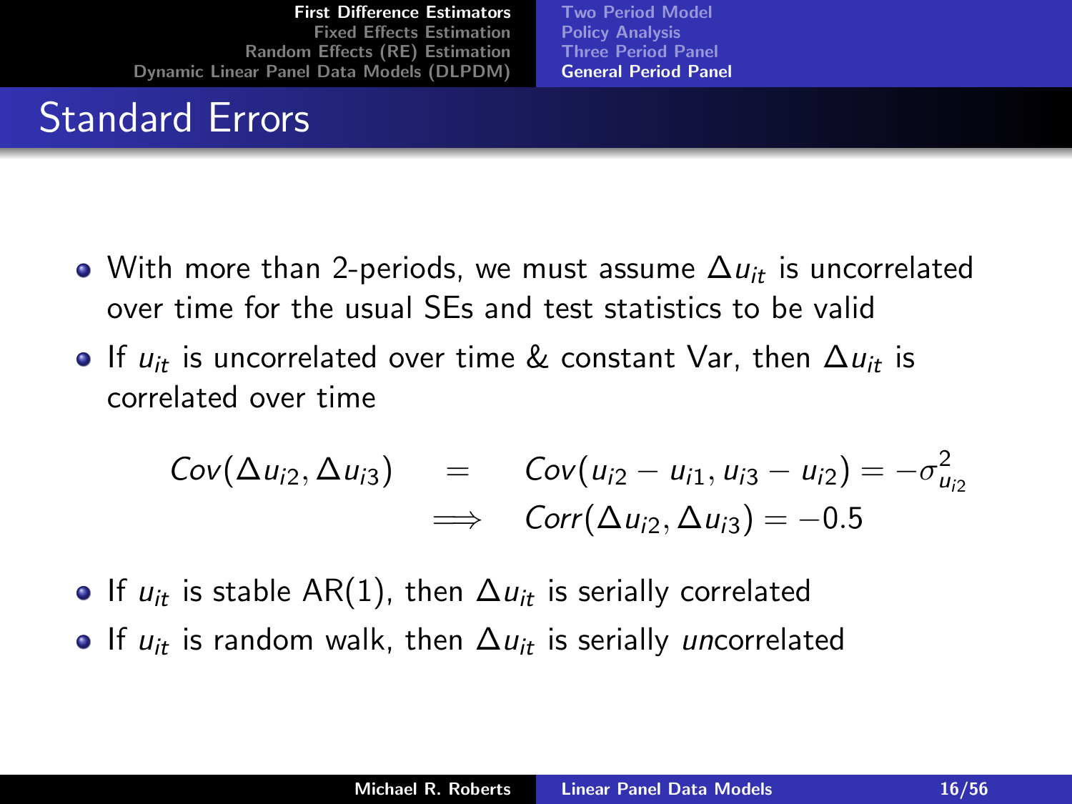# Standard Errors

- With more than 2-periods, we must assume $\Delta u_{it}$ is uncorrelated over time for the usual SEs and test statistics to be valid
- If $u_{it}$ is uncorrelated over time & constant Var, then $\Delta u_{it}$ is correlated over time

$$
\begin{aligned}
Cov(\Delta u_{i2}, \Delta u_{i3}) &= Cov(u_{i2} - u_{i1}, u_{i3} - u_{i2}) = -\sigma^2_{u_{i2}} \\
&\implies Corr(\Delta u_{i2}, \Delta u_{i3}) = -0.5
\end{aligned}
$$

- If $u_{it}$ is stable AR(1), then $\Delta u_{it}$ is serially correlated
- If $u_{it}$ is random walk, then $\Delta u_{it}$ is serially *un*correlated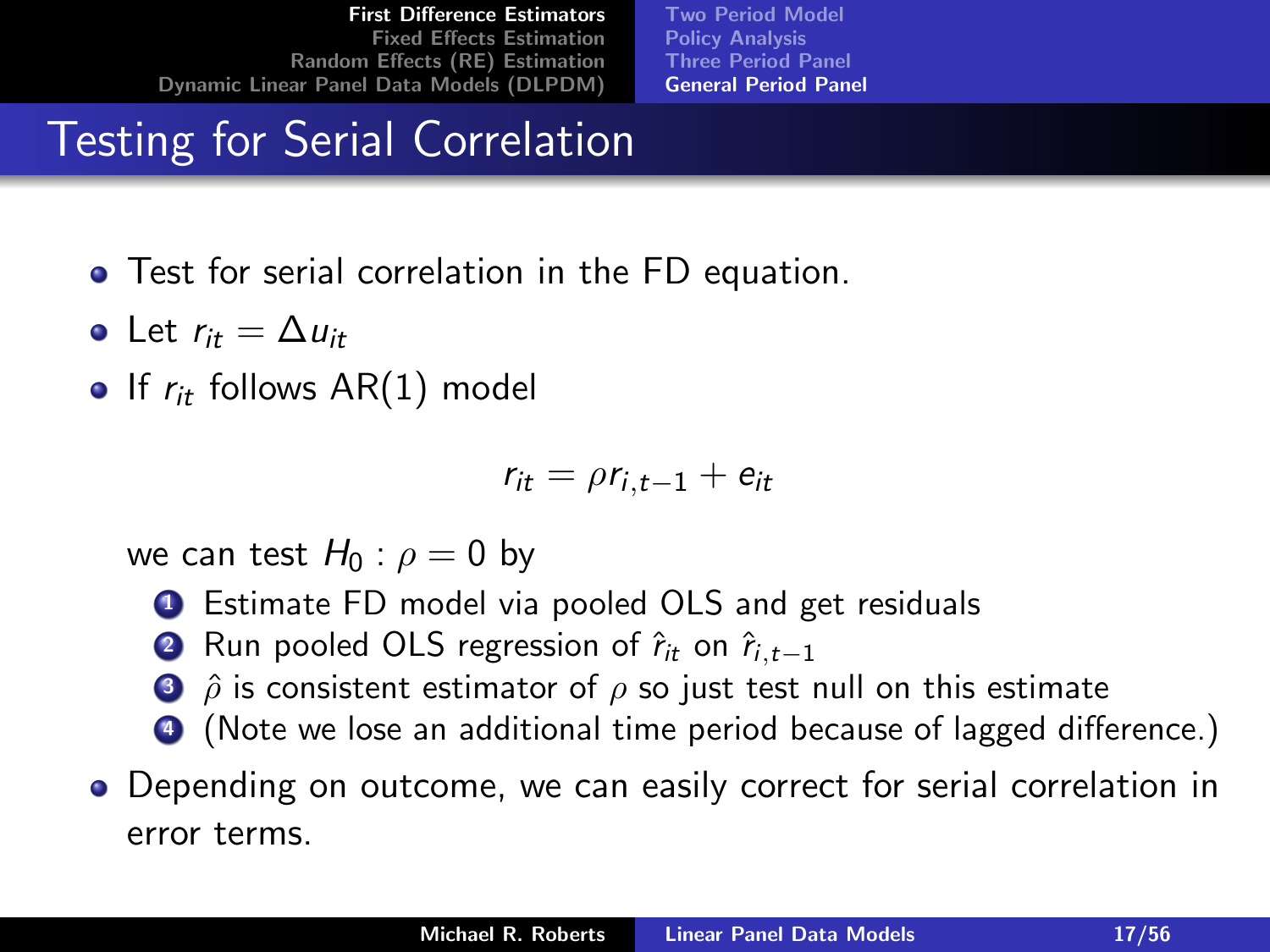# Testing for Serial Correlation

- Test for serial correlation in the FD equation.
- Let $r_{it} = \Delta u_{it}$
- If $r_{it}$ follows AR(1) model

$$r_{it} = \rho r_{i,t-1} + e_{it}$$

  we can test $H_0 : \rho = 0$ by

  1. Estimate FD model via pooled OLS and get residuals
  2. Run pooled OLS regression of $\hat{r}_{it}$ on $\hat{r}_{i,t-1}$
  3. $\hat{\rho}$ is consistent estimator of $\rho$ so just test null on this estimate
  4. (Note we lose an additional time period because of lagged difference.)

- Depending on outcome, we can easily correct for serial correlation in error terms.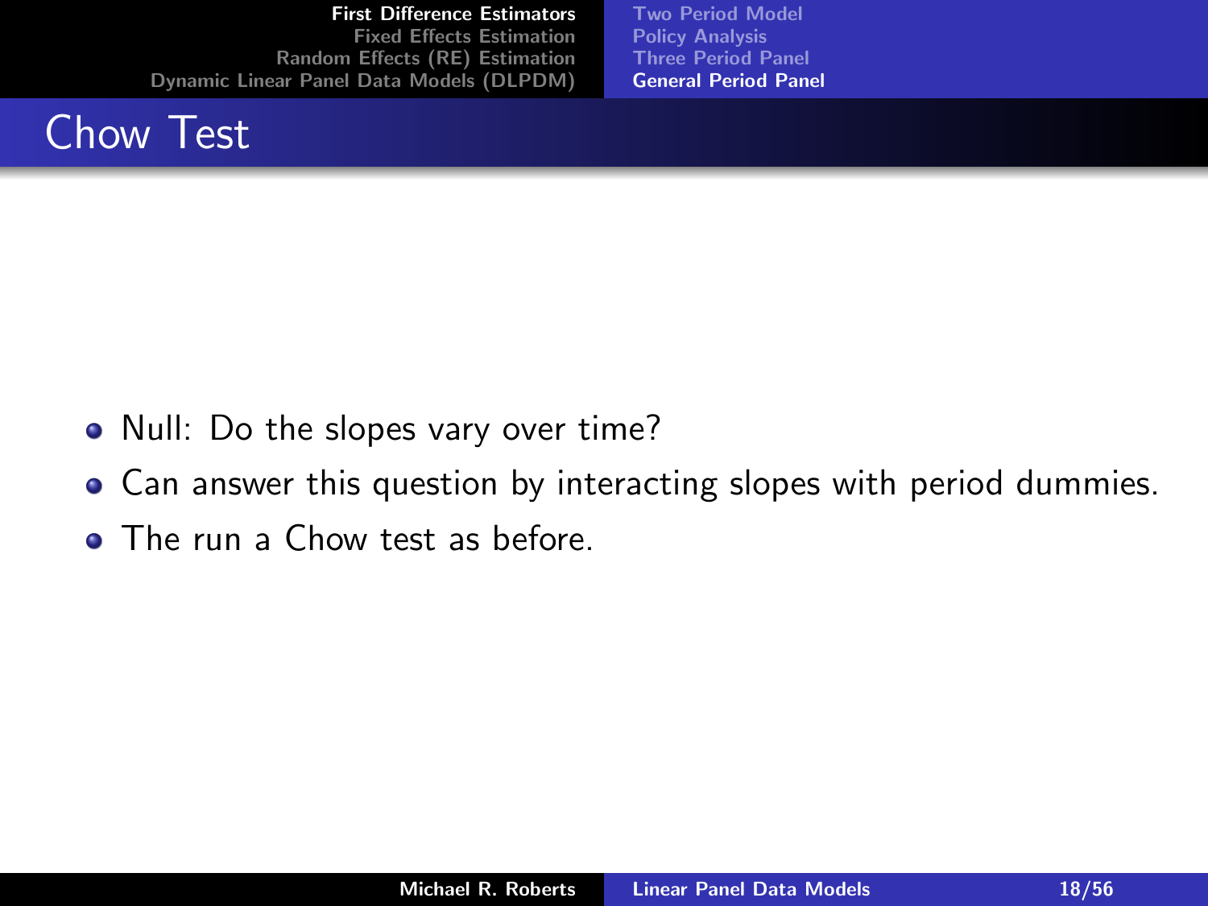# Chow Test

- Null: Do the slopes vary over time?
- Can answer this question by interacting slopes with period dummies.
- The run a Chow test as before.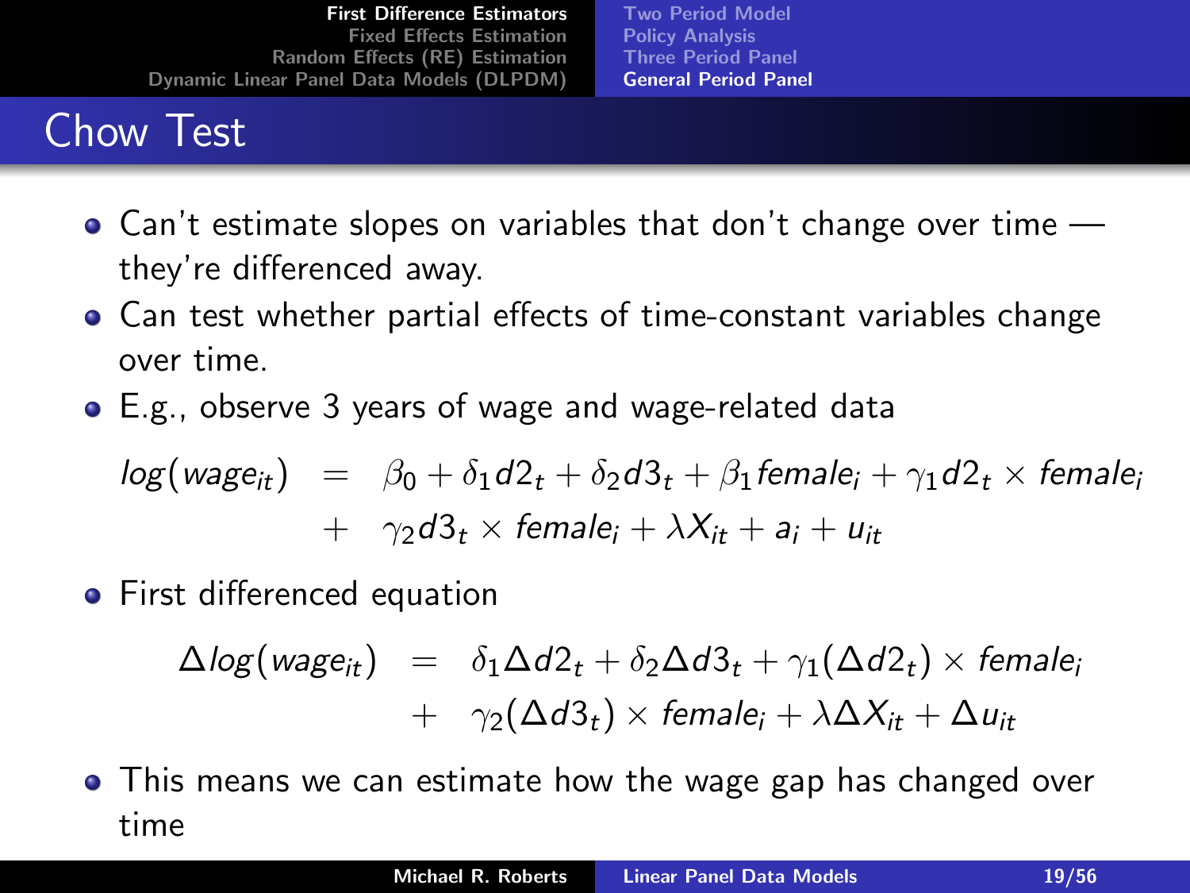# Chow Test

- Can't estimate slopes on variables that don't change over time — they're differenced away.
- Can test whether partial effects of time-constant variables change over time.
- E.g., observe 3 years of wage and wage-related data

$$
\begin{aligned}
log(wage_{it}) &= \beta_0 + \delta_1 d2_t + \delta_2 d3_t + \beta_1 female_i + \gamma_1 d2_t \times female_i \\
&+ \gamma_2 d3_t \times female_i + \lambda X_{it} + a_i + u_{it}
\end{aligned}
$$

- First differenced equation

$$
\begin{aligned}
\Delta log(wage_{it}) &= \delta_1 \Delta d2_t + \delta_2 \Delta d3_t + \gamma_1 (\Delta d2_t) \times female_i \\
&+ \gamma_2 (\Delta d3_t) \times female_i + \lambda \Delta X_{it} + \Delta u_{it}
\end{aligned}
$$

- This means we can estimate how the wage gap has changed over time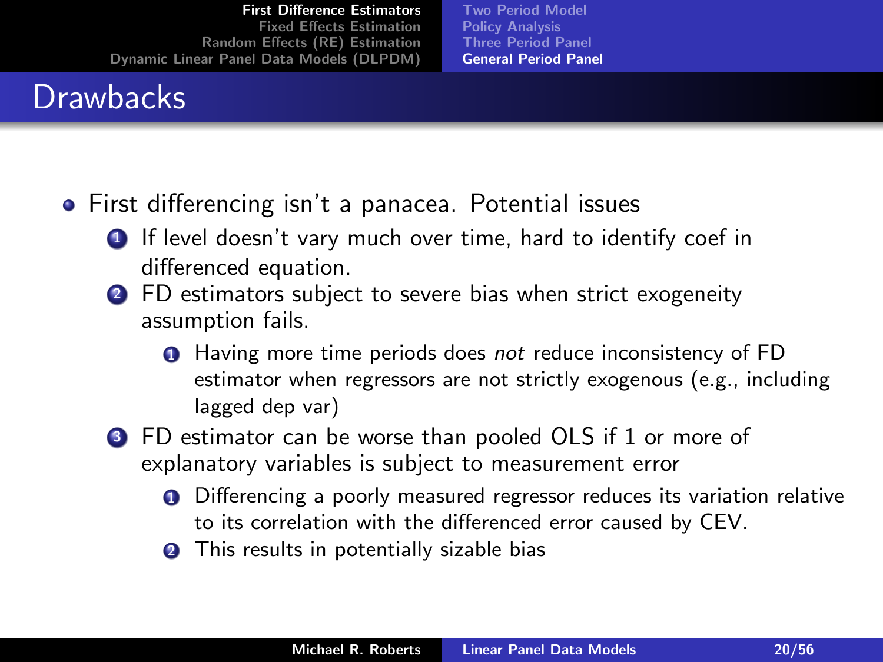# Drawbacks

- First differencing isn't a panacea. Potential issues
  1. If level doesn't vary much over time, hard to identify coef in differenced equation.
  2. FD estimators subject to severe bias when strict exogeneity assumption fails.
     1. Having more time periods does *not* reduce inconsistency of FD estimator when regressors are not strictly exogenous (e.g., including lagged dep var)
  3. FD estimator can be worse than pooled OLS if 1 or more of explanatory variables is subject to measurement error
     1. Differencing a poorly measured regressor reduces its variation relative to its correlation with the differenced error caused by CEV.
     2. This results in potentially sizable bias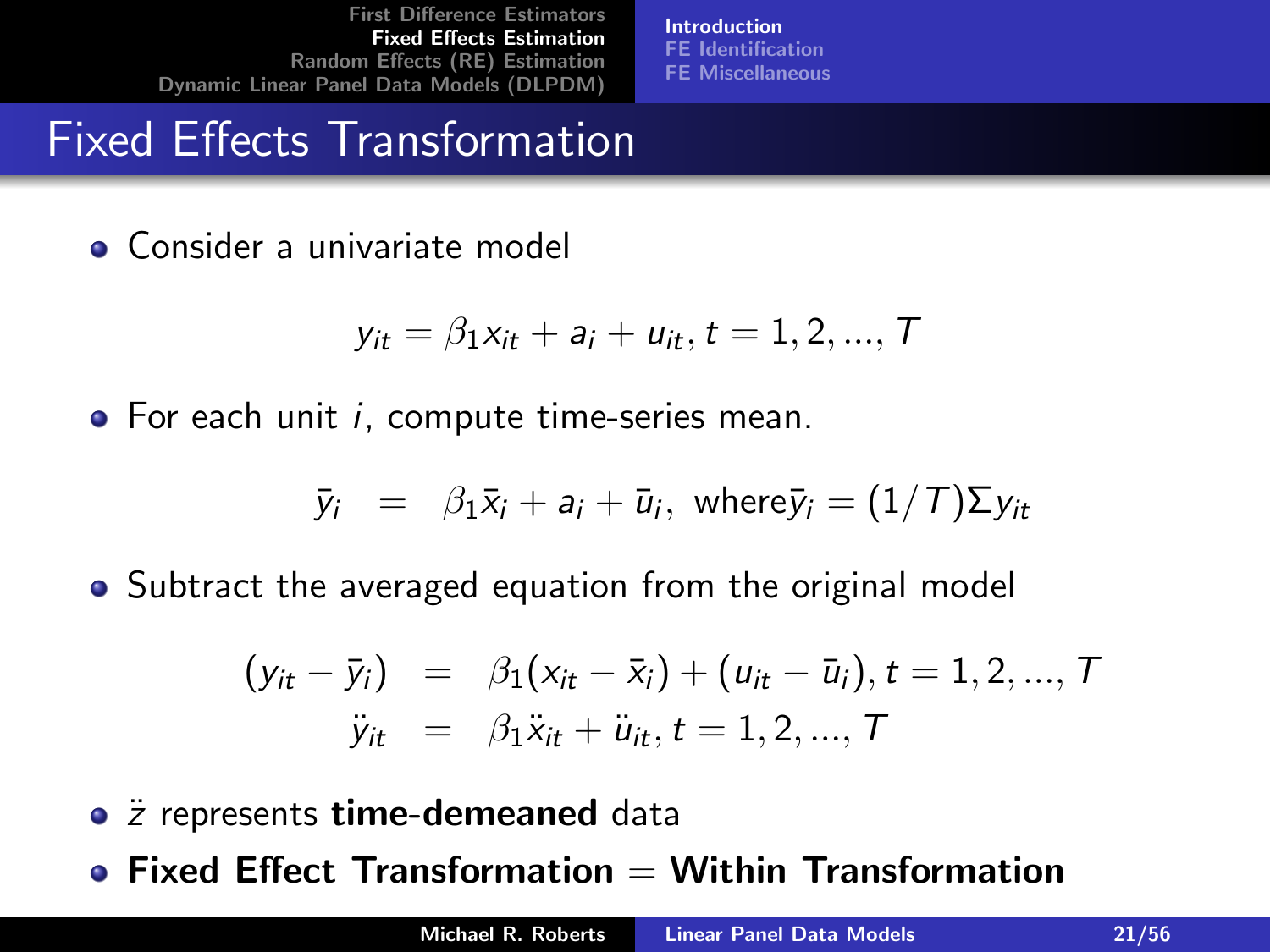# Fixed Effects Transformation

- Consider a univariate model

$$y_{it} = \beta_1 x_{it} + a_i + u_{it}, t = 1, 2, ..., T$$

- For each unit $i$, compute time-series mean.

$$\bar{y}_i = \beta_1 \bar{x}_i + a_i + \bar{u}_i, \text{ where} \bar{y}_i = (1/T)\Sigma y_{it}$$

- Subtract the averaged equation from the original model

$$\begin{aligned} (y_{it} - \bar{y}_i) &= \beta_1 (x_{it} - \bar{x}_i) + (u_{it} - \bar{u}_i), t = 1, 2, ..., T \\ \ddot{y}_{it} &= \beta_1 \ddot{x}_{it} + \ddot{u}_{it}, t = 1, 2, ..., T \end{aligned}$$

- $\ddot{z}$ represents **time-demeaned** data
- **Fixed Effect Transformation = Within Transformation**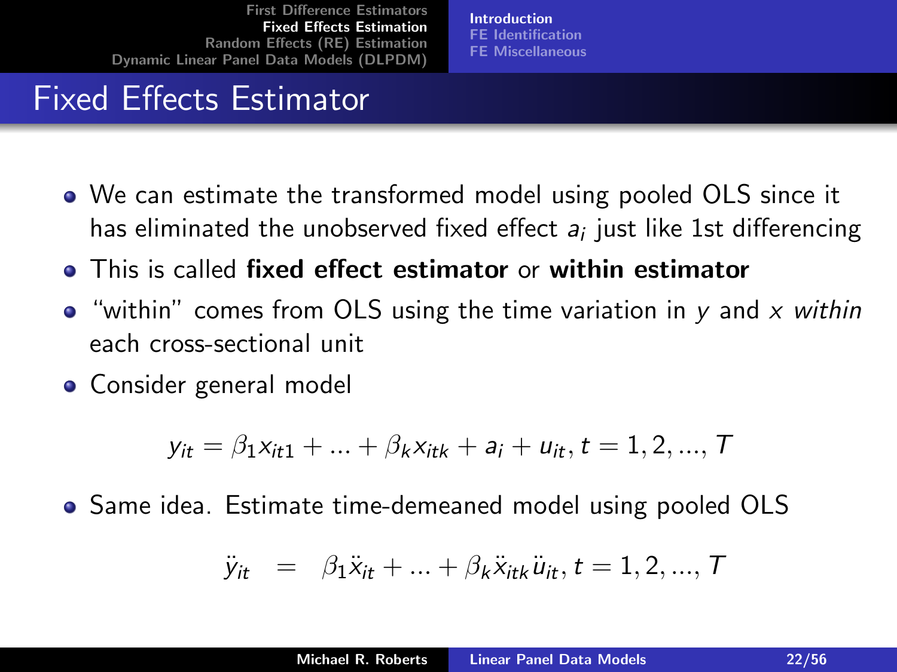# Fixed Effects Estimator

- We can estimate the transformed model using pooled OLS since it has eliminated the unobserved fixed effect $a_i$ just like 1st differencing
- This is called **fixed effect estimator** or **within estimator**
- "within" comes from OLS using the time variation in $y$ and $x$ *within* each cross-sectional unit
- Consider general model

$$y_{it} = \beta_1 x_{it1} + ... + \beta_k x_{itk} + a_i + u_{it}, t = 1, 2, ..., T$$

- Same idea. Estimate time-demeaned model using pooled OLS

$$\ddot{y}_{it} \quad = \quad \beta_1 \ddot{x}_{it} + ... + \beta_k \ddot{x}_{itk} \ddot{u}_{it}, t = 1, 2, ..., T$$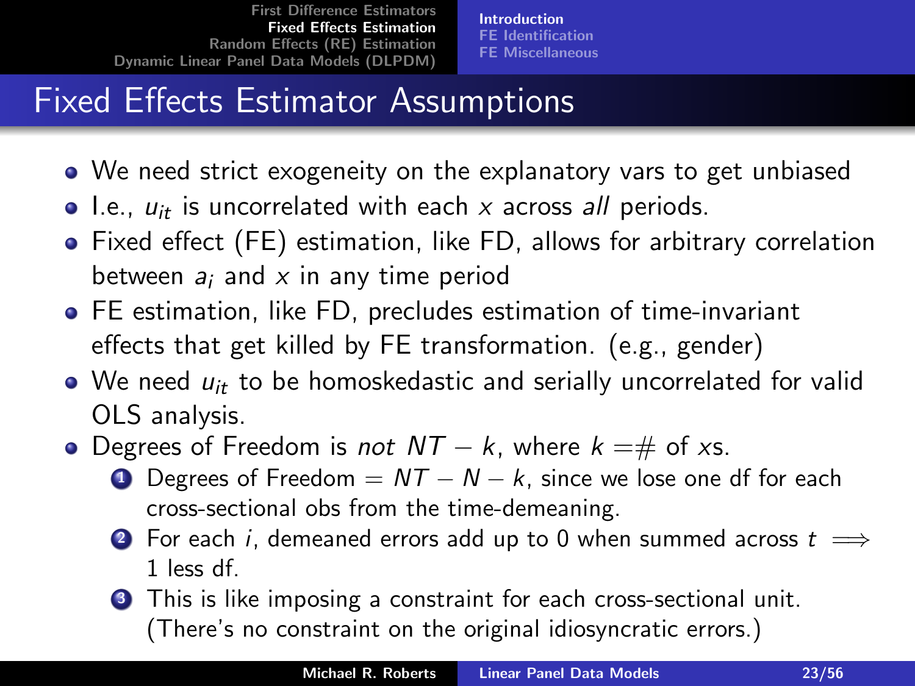# Fixed Effects Estimator Assumptions

- We need strict exogeneity on the explanatory vars to get unbiased
- I.e., $u_{it}$ is uncorrelated with each $x$ across *all* periods.
- Fixed effect (FE) estimation, like FD, allows for arbitrary correlation between $a_i$ and $x$ in any time period
- FE estimation, like FD, precludes estimation of time-invariant effects that get killed by FE transformation. (e.g., gender)
- We need $u_{it}$ to be homoskedastic and serially uncorrelated for valid OLS analysis.
- Degrees of Freedom is *not* $NT - k$, where $k = \#$ of $x$s.
  1. Degrees of Freedom $= NT - N - k$, since we lose one df for each cross-sectional obs from the time-demeaning.
  2. For each $i$, demeaned errors add up to 0 when summed across $t \implies$ 1 less df.
  3. This is like imposing a constraint for each cross-sectional unit. (There's no constraint on the original idiosyncratic errors.)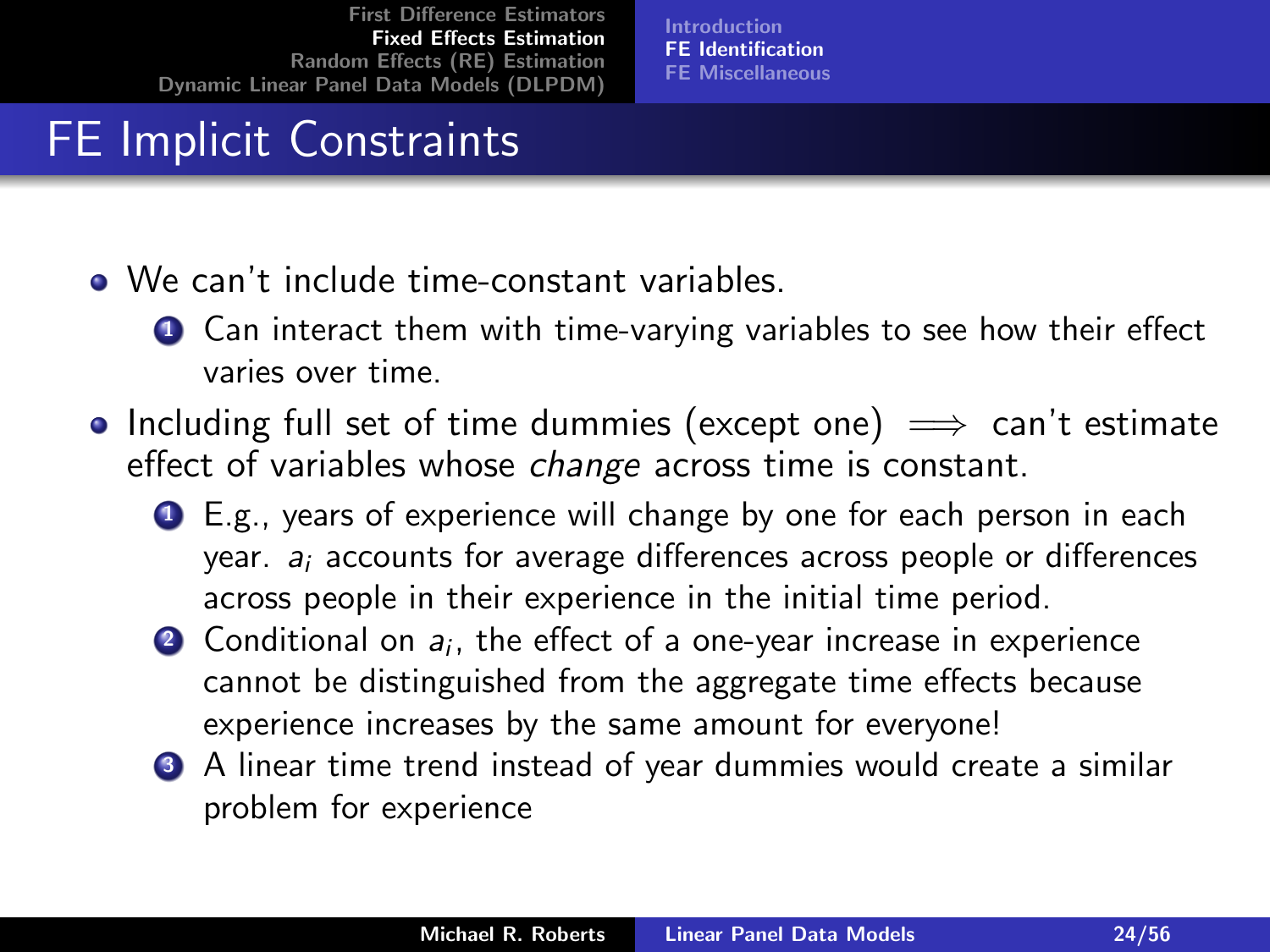# FE Implicit Constraints

- We can't include time-constant variables.
  1. Can interact them with time-varying variables to see how their effect varies over time.
- Including full set of time dummies (except one) $\implies$ can't estimate effect of variables whose *change* across time is constant.
  1. E.g., years of experience will change by one for each person in each year. $a_i$ accounts for average differences across people or differences across people in their experience in the initial time period.
  2. Conditional on $a_i$, the effect of a one-year increase in experience cannot be distinguished from the aggregate time effects because experience increases by the same amount for everyone!
  3. A linear time trend instead of year dummies would create a similar problem for experience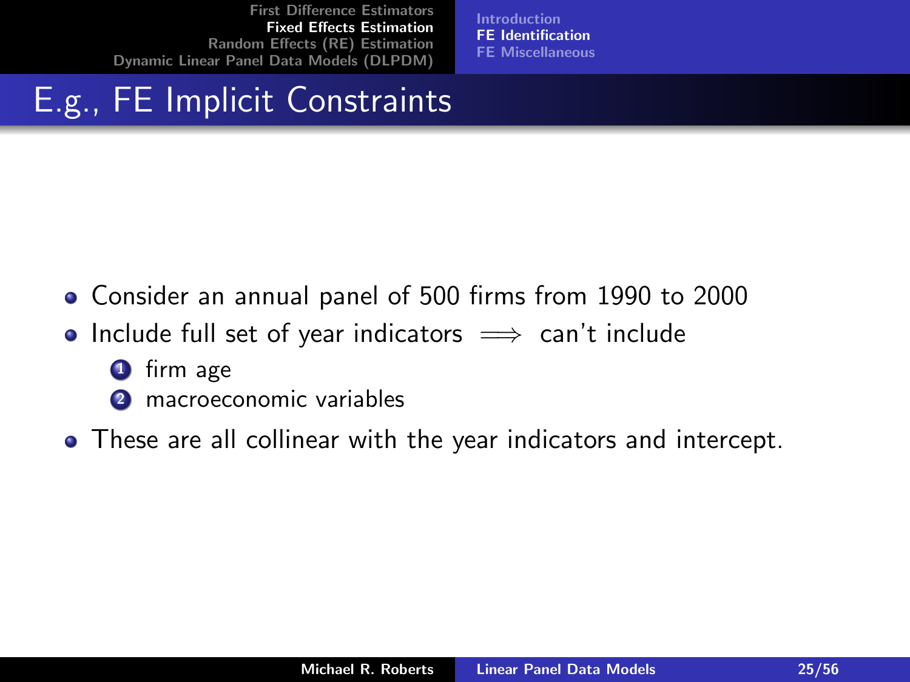# E.g., FE Implicit Constraints

- Consider an annual panel of 500 firms from 1990 to 2000
- Include full set of year indicators $\implies$ can't include
  1. firm age
  2. macroeconomic variables
- These are all collinear with the year indicators and intercept.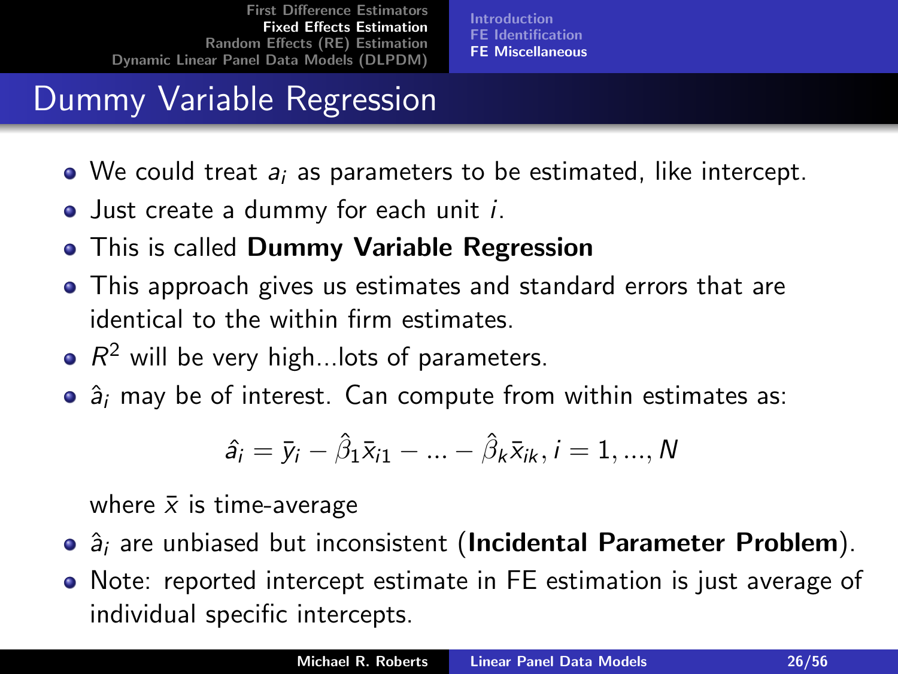# Dummy Variable Regression

- We could treat $a_i$ as parameters to be estimated, like intercept.
- Just create a dummy for each unit $i$.
- This is called **Dummy Variable Regression**
- This approach gives us estimates and standard errors that are identical to the within firm estimates.
- $R^2$ will be very high...lots of parameters.
- $\hat{a}_i$ may be of interest. Can compute from within estimates as:

$$\hat{a}_i = \bar{y}_i - \hat{\beta}_1 \bar{x}_{i1} - ... - \hat{\beta}_k \bar{x}_{ik}, i = 1, ..., N$$

  where $\bar{x}$ is time-average

- $\hat{a}_i$ are unbiased but inconsistent (**Incidental Parameter Problem**).
- Note: reported intercept estimate in FE estimation is just average of individual specific intercepts.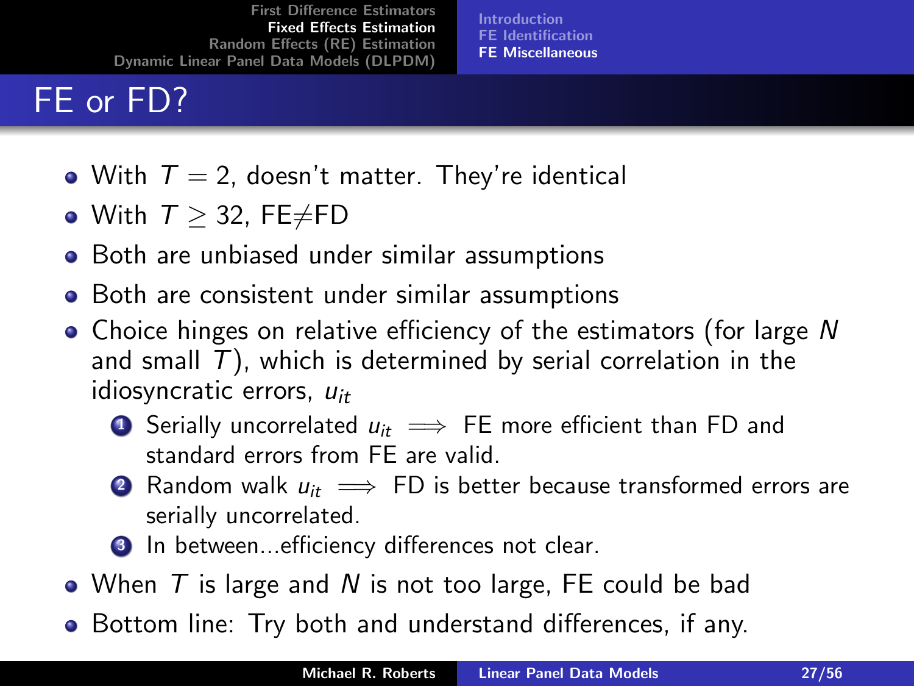# FE or FD?

- With $T = 2$, doesn't matter. They're identical
- With $T \geq 32$, FE$\neq$FD
- Both are unbiased under similar assumptions
- Both are consistent under similar assumptions
- Choice hinges on relative efficiency of the estimators (for large $N$ and small $T$), which is determined by serial correlation in the idiosyncratic errors, $u_{it}$
  1. Serially uncorrelated $u_{it} \implies$ FE more efficient than FD and standard errors from FE are valid.
  2. Random walk $u_{it} \implies$ FD is better because transformed errors are serially uncorrelated.
  3. In between...efficiency differences not clear.
- When $T$ is large and $N$ is not too large, FE could be bad
- Bottom line: Try both and understand differences, if any.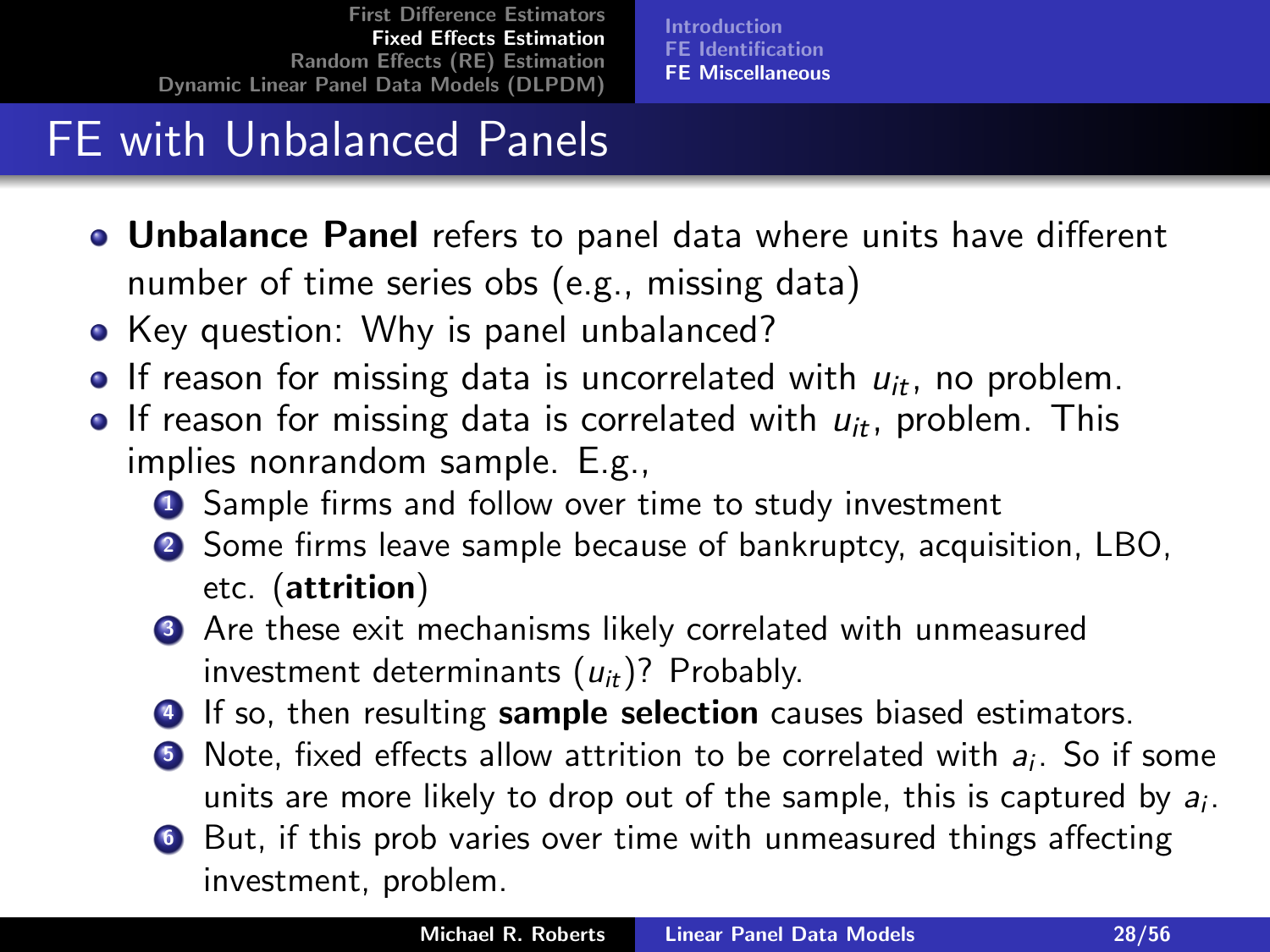# FE with Unbalanced Panels

- **Unbalance Panel** refers to panel data where units have different number of time series obs (e.g., missing data)
- Key question: Why is panel unbalanced?
- If reason for missing data is uncorrelated with $u_{it}$, no problem.
- If reason for missing data is correlated with $u_{it}$, problem. This implies nonrandom sample. E.g.,
  1. Sample firms and follow over time to study investment
  2. Some firms leave sample because of bankruptcy, acquisition, LBO, etc. (**attrition**)
  3. Are these exit mechanisms likely correlated with unmeasured investment determinants ($u_{it}$)? Probably.
  4. If so, then resulting **sample selection** causes biased estimators.
  5. Note, fixed effects allow attrition to be correlated with $a_i$. So if some units are more likely to drop out of the sample, this is captured by $a_i$.
  6. But, if this prob varies over time with unmeasured things affecting investment, problem.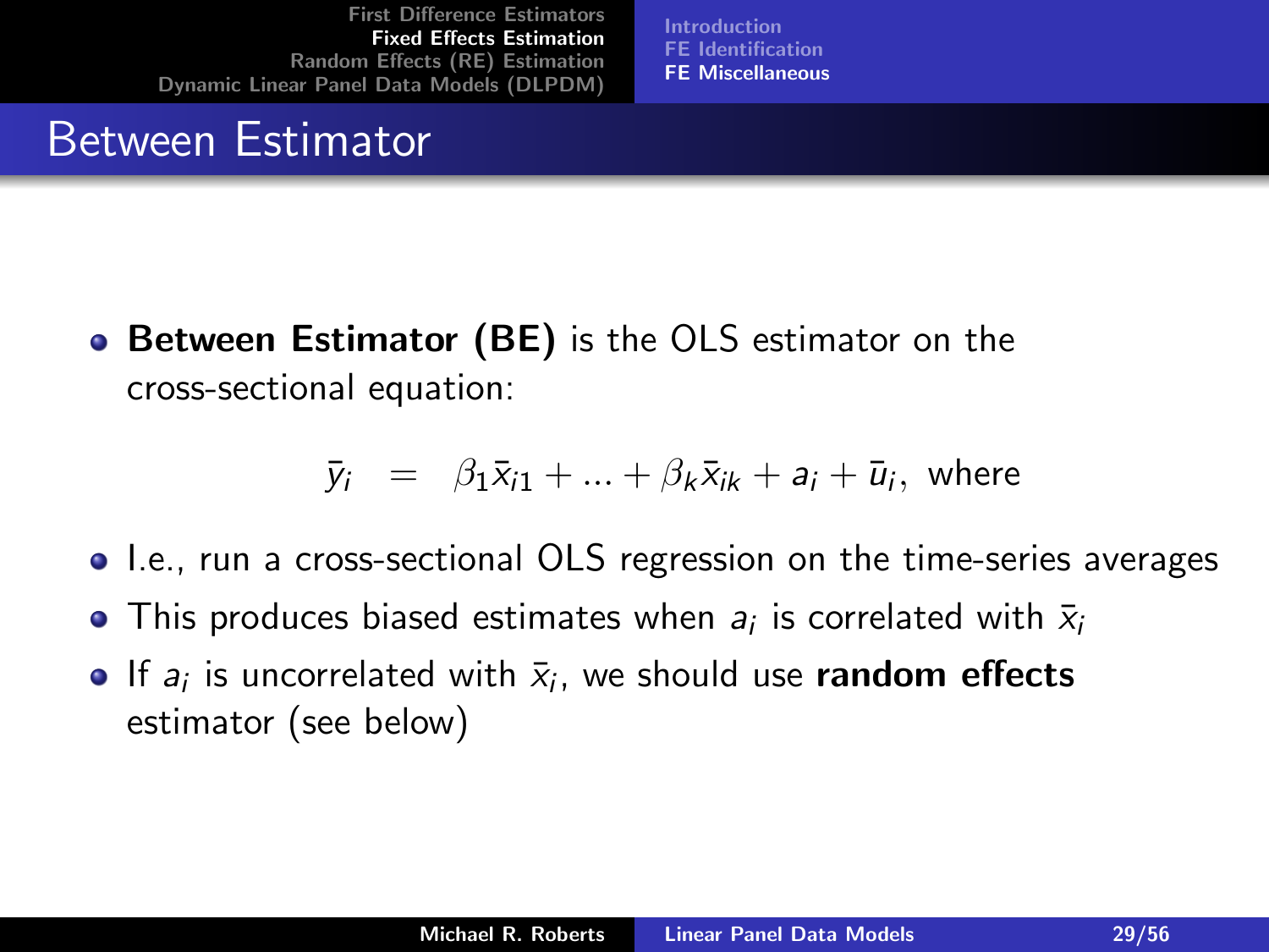# Between Estimator

- **Between Estimator (BE)** is the OLS estimator on the cross-sectional equation:

$$\bar{y}_i \;=\; \beta_1 \bar{x}_{i1} + \ldots + \beta_k \bar{x}_{ik} + a_i + \bar{u}_i, \text{ where}$$

- I.e., run a cross-sectional OLS regression on the time-series averages
- This produces biased estimates when $a_i$ is correlated with $\bar{x}_i$
- If $a_i$ is uncorrelated with $\bar{x}_i$, we should use **random effects** estimator (see below)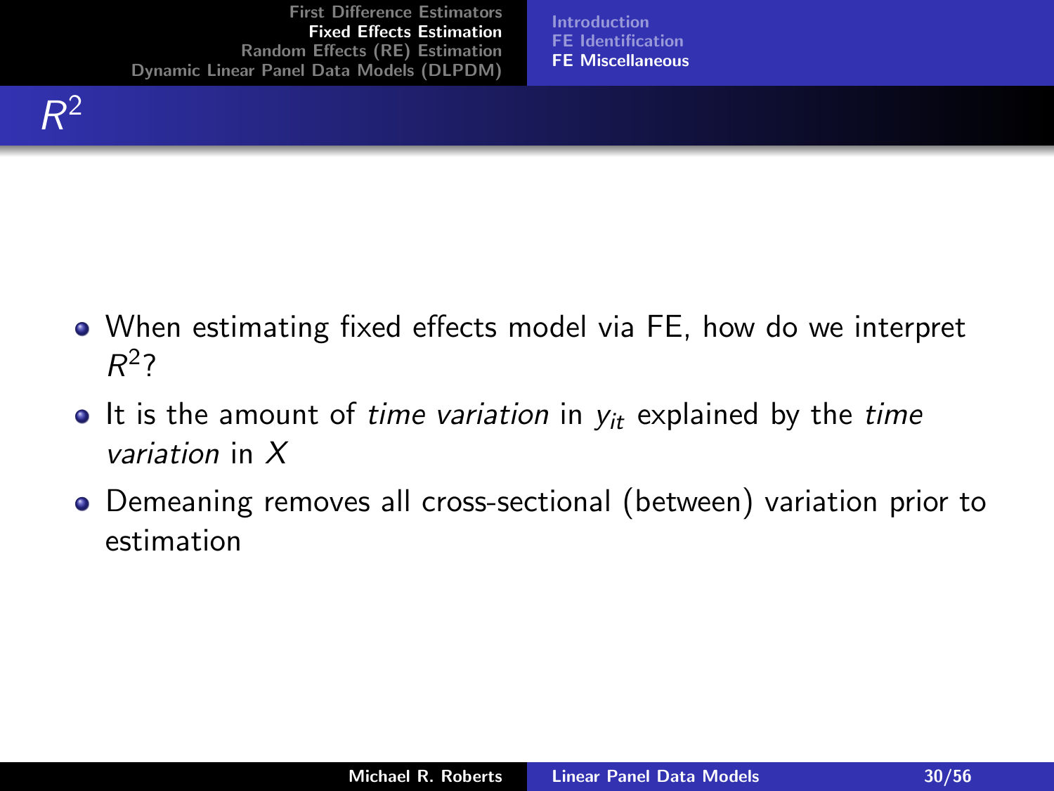## $R^2$

- When estimating fixed effects model via FE, how do we interpret $R^2$?
- It is the amount of *time variation* in $y_{it}$ explained by the *time variation* in $X$
- Demeaning removes all cross-sectional (between) variation prior to estimation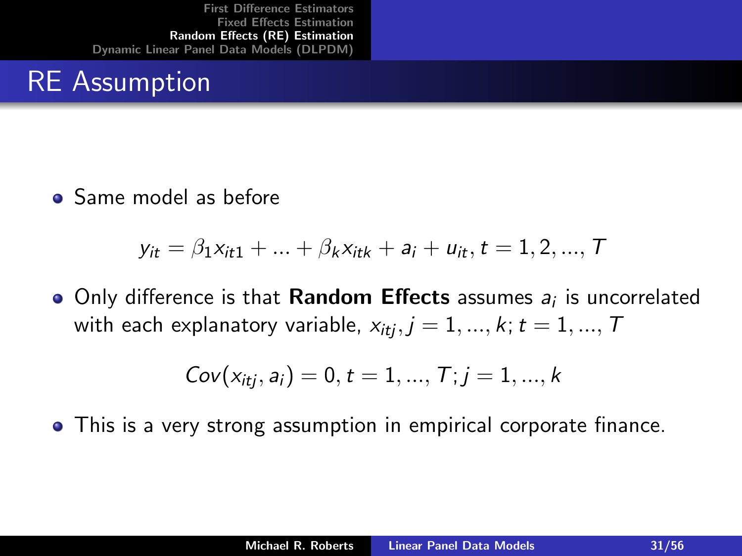# RE Assumption

- Same model as before

$$y_{it} = \beta_1 x_{it1} + ... + \beta_k x_{itk} + a_i + u_{it}, t = 1, 2, ..., T$$

- Only difference is that **Random Effects** assumes $a_i$ is uncorrelated with each explanatory variable, $x_{itj}, j = 1, ..., k; t = 1, ..., T$

$$Cov(x_{itj}, a_i) = 0, t = 1, ..., T; j = 1, ..., k$$

- This is a very strong assumption in empirical corporate finance.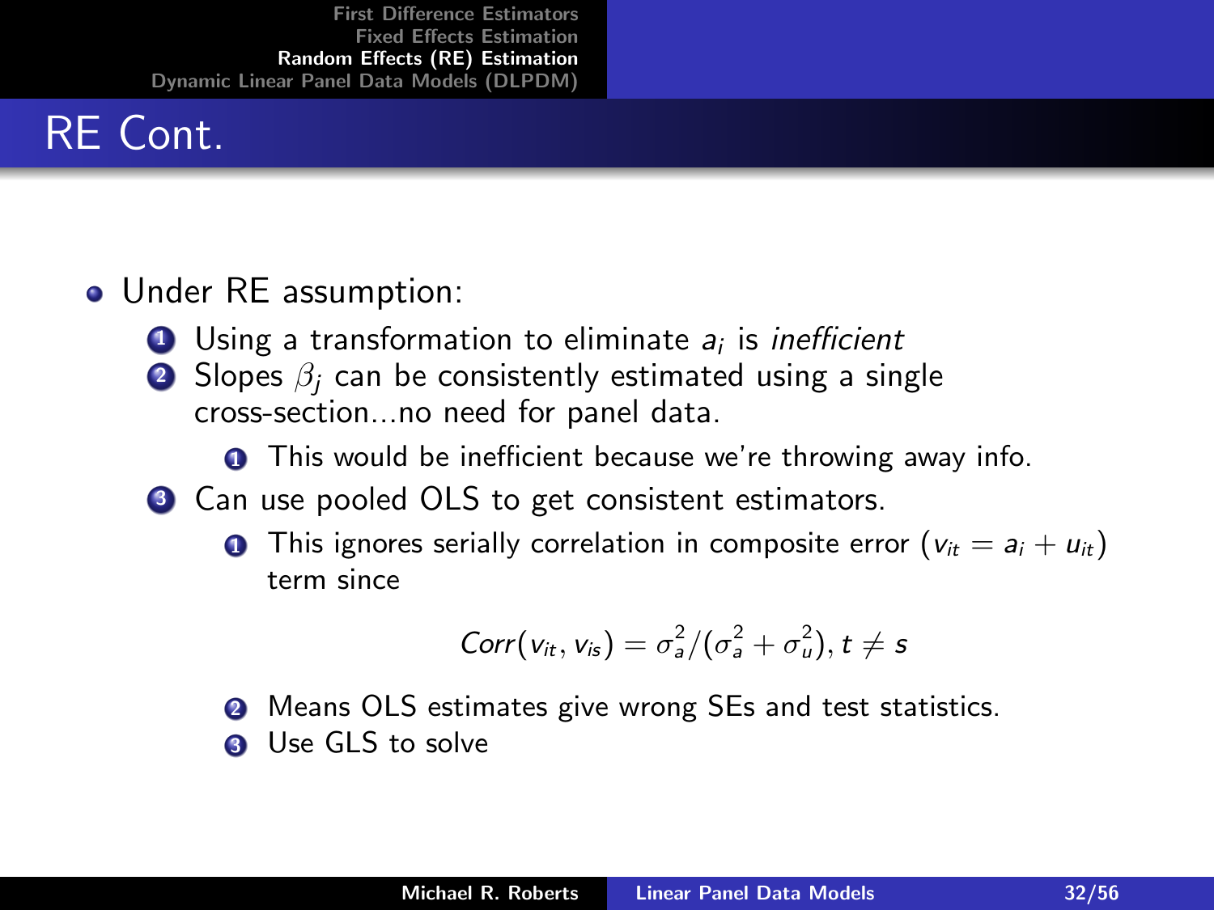# RE Cont.

- Under RE assumption:
  1. Using a transformation to eliminate $a_i$ is *inefficient*
  2. Slopes $\beta_j$ can be consistently estimated using a single cross-section...no need for panel data.
     1. This would be inefficient because we're throwing away info.
  3. Can use pooled OLS to get consistent estimators.
     1. This ignores serially correlation in composite error ($v_{it} = a_i + u_{it}$) term since

        $$Corr(v_{it}, v_{is}) = \sigma_a^2 / (\sigma_a^2 + \sigma_u^2), t \neq s$$

     2. Means OLS estimates give wrong SEs and test statistics.
     3. Use GLS to solve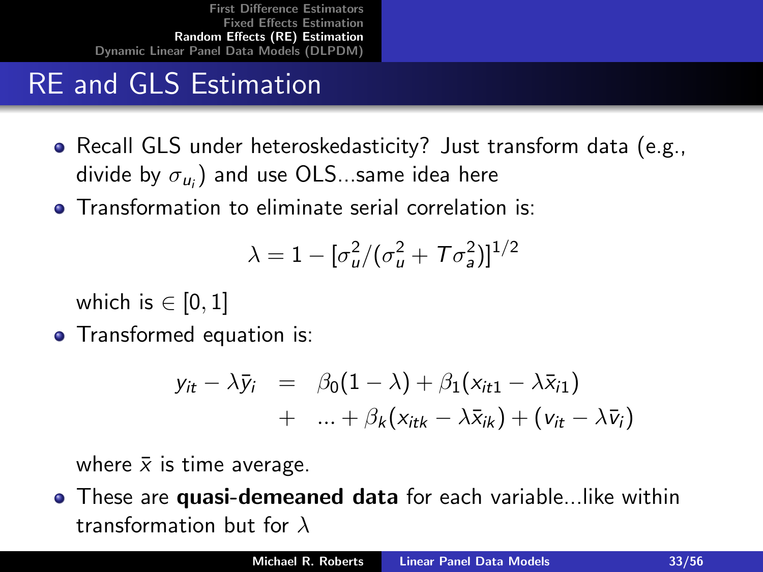# RE and GLS Estimation

- Recall GLS under heteroskedasticity? Just transform data (e.g., divide by $\sigma_{u_i}$) and use OLS...same idea here
- Transformation to eliminate serial correlation is:

$$\lambda = 1 - [\sigma_u^2/(\sigma_u^2 + T\sigma_a^2)]^{1/2}$$

  which is $\in [0, 1]$
- Transformed equation is:

$$\begin{aligned} y_{it} - \lambda \bar{y}_i &= \beta_0(1-\lambda) + \beta_1(x_{it1} - \lambda \bar{x}_{i1}) \\ &+ ... + \beta_k(x_{itk} - \lambda \bar{x}_{ik}) + (v_{it} - \lambda \bar{v}_i) \end{aligned}$$

  where $\bar{x}$ is time average.
- These are **quasi-demeaned data** for each variable...like within transformation but for $\lambda$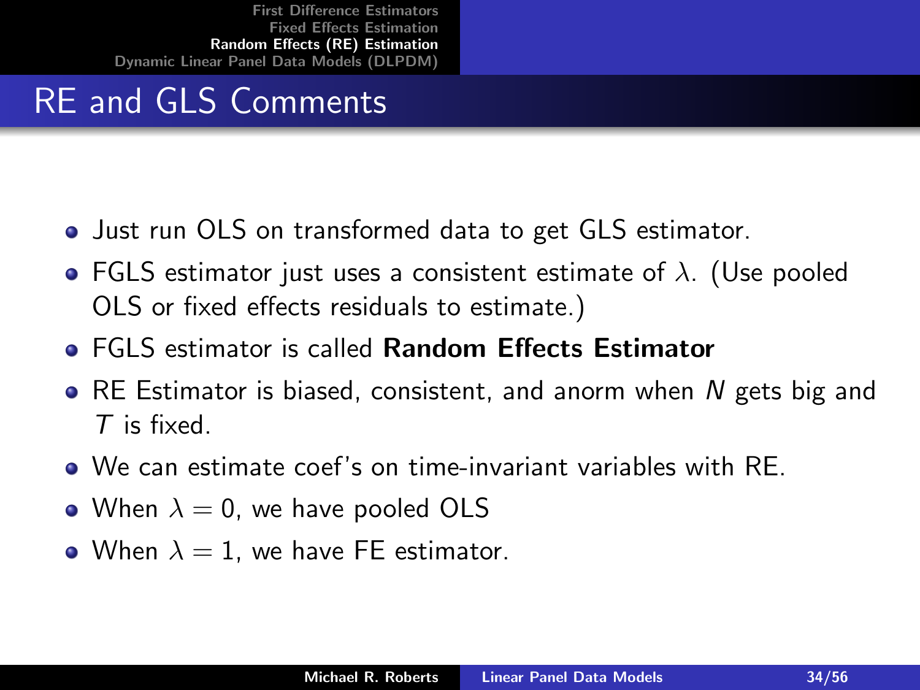# RE and GLS Comments

- Just run OLS on transformed data to get GLS estimator.
- FGLS estimator just uses a consistent estimate of $\lambda$. (Use pooled OLS or fixed effects residuals to estimate.)
- FGLS estimator is called **Random Effects Estimator**
- RE Estimator is biased, consistent, and anorm when $N$ gets big and $T$ is fixed.
- We can estimate coef's on time-invariant variables with RE.
- When $\lambda = 0$, we have pooled OLS
- When $\lambda = 1$, we have FE estimator.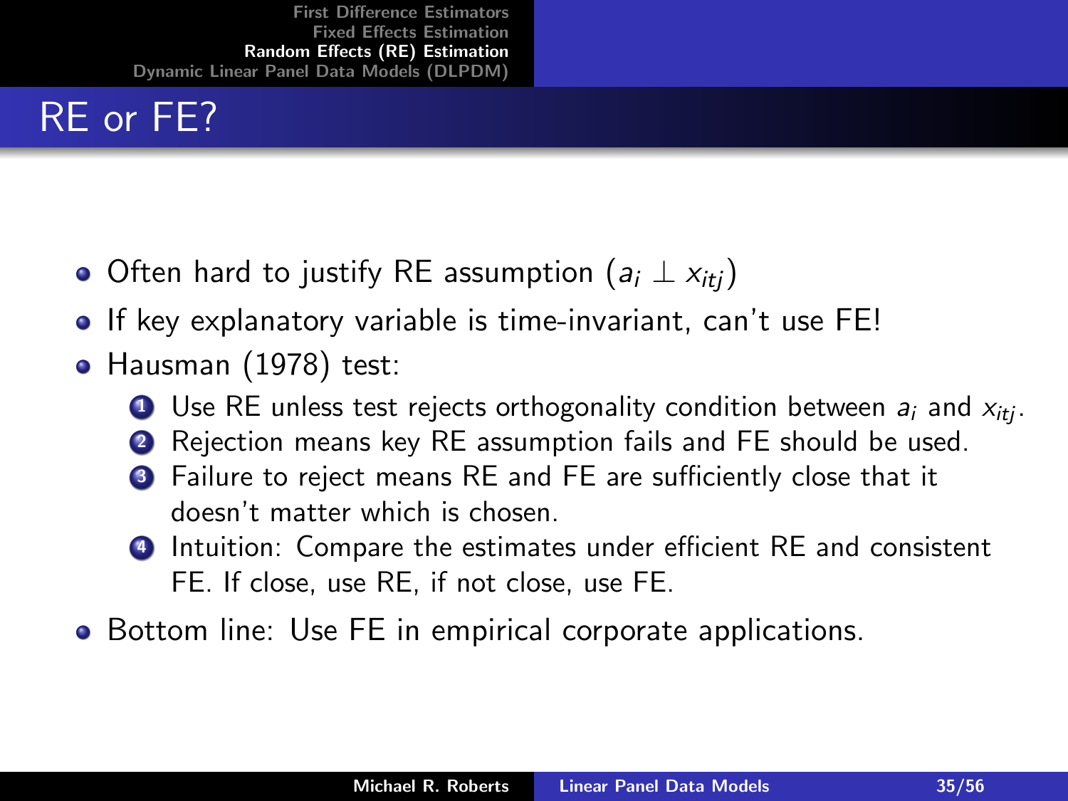# RE or FE?

- Often hard to justify RE assumption ($a_i \perp x_{itj}$)
- If key explanatory variable is time-invariant, can't use FE!
- Hausman (1978) test:
  1. Use RE unless test rejects orthogonality condition between $a_i$ and $x_{itj}$.
  2. Rejection means key RE assumption fails and FE should be used.
  3. Failure to reject means RE and FE are sufficiently close that it doesn't matter which is chosen.
  4. Intuition: Compare the estimates under efficient RE and consistent FE. If close, use RE, if not close, use FE.
- Bottom line: Use FE in empirical corporate applications.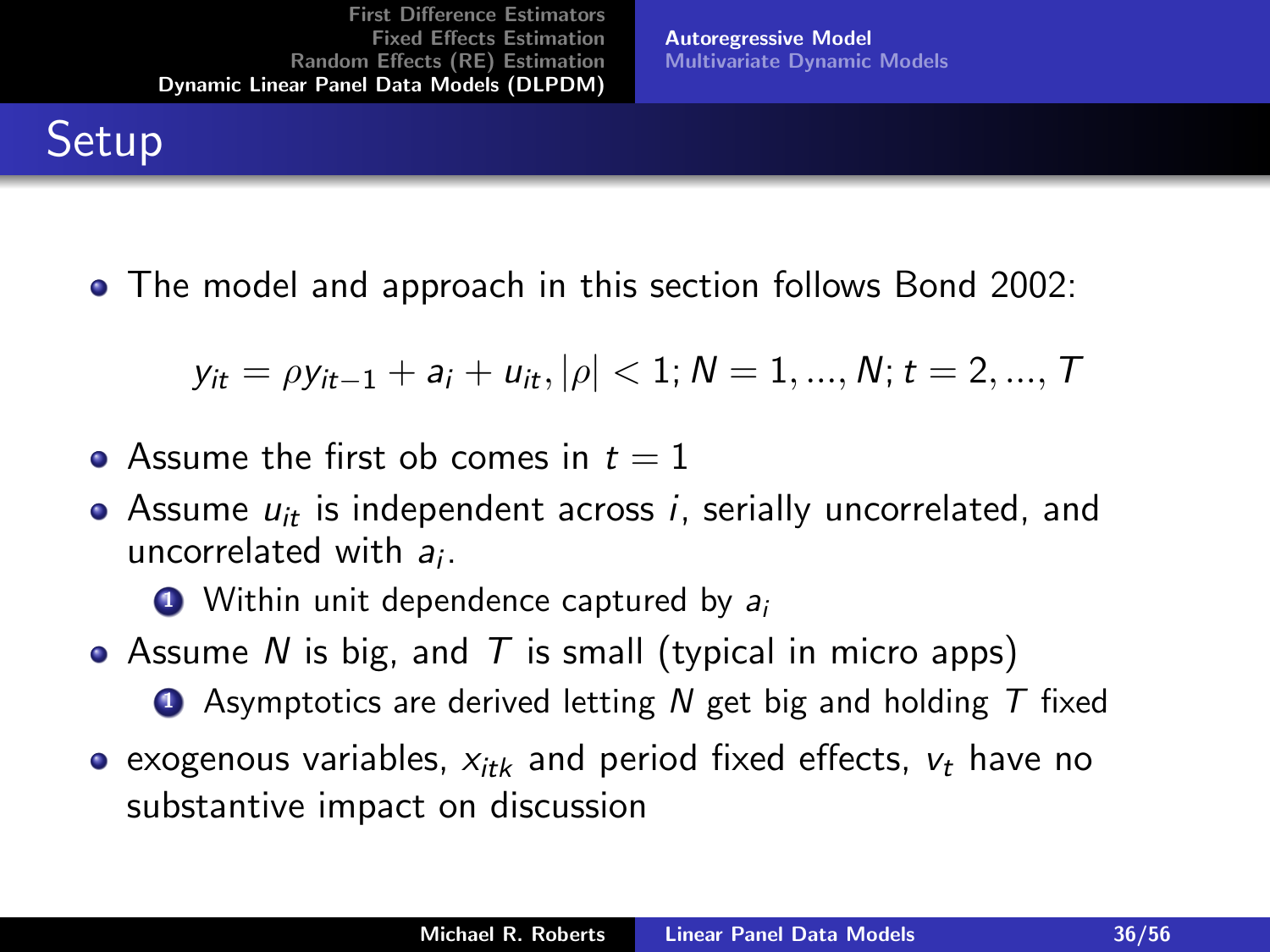# Setup

- The model and approach in this section follows Bond 2002:

$$y_{it} = \rho y_{it-1} + a_i + u_{it}, |\rho| < 1; N = 1, ..., N; t = 2, ..., T$$

- Assume the first ob comes in $t = 1$
- Assume $u_{it}$ is independent across $i$, serially uncorrelated, and uncorrelated with $a_i$.
  1. Within unit dependence captured by $a_i$
- Assume $N$ is big, and $T$ is small (typical in micro apps)
  1. Asymptotics are derived letting $N$ get big and holding $T$ fixed
- exogenous variables, $x_{itk}$ and period fixed effects, $v_t$ have no substantive impact on discussion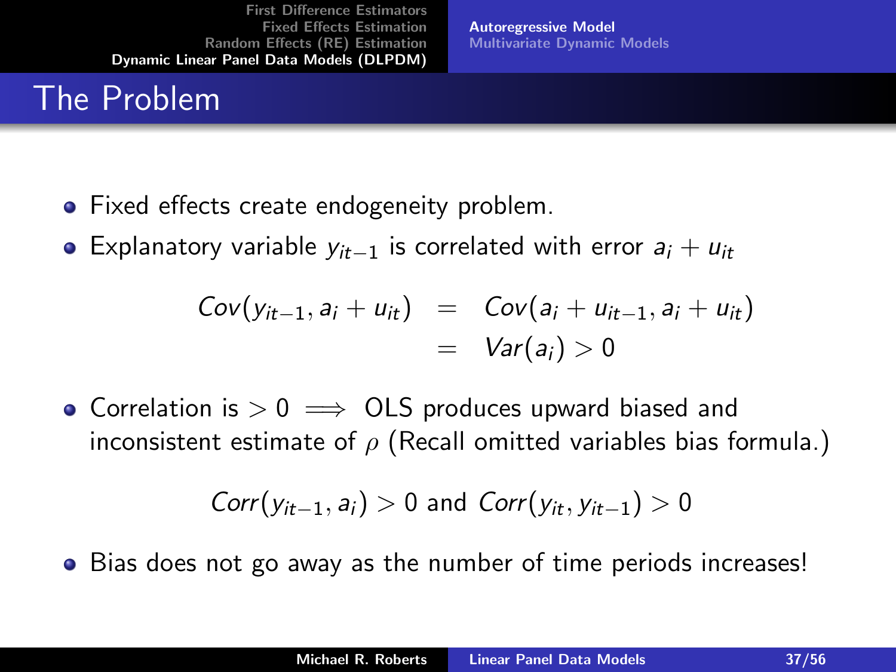# The Problem

- Fixed effects create endogeneity problem.
- Explanatory variable $y_{it-1}$ is correlated with error $a_i + u_{it}$

$$
\begin{aligned}
Cov(y_{it-1}, a_i + u_{it}) &= Cov(a_i + u_{it-1}, a_i + u_{it}) \\
&= Var(a_i) > 0
\end{aligned}
$$

- Correlation is $> 0 \implies$ OLS produces upward biased and inconsistent estimate of $\rho$ (Recall omitted variables bias formula.)

$$
Corr(y_{it-1}, a_i) > 0 \text{ and } Corr(y_{it}, y_{it-1}) > 0
$$

- Bias does not go away as the number of time periods increases!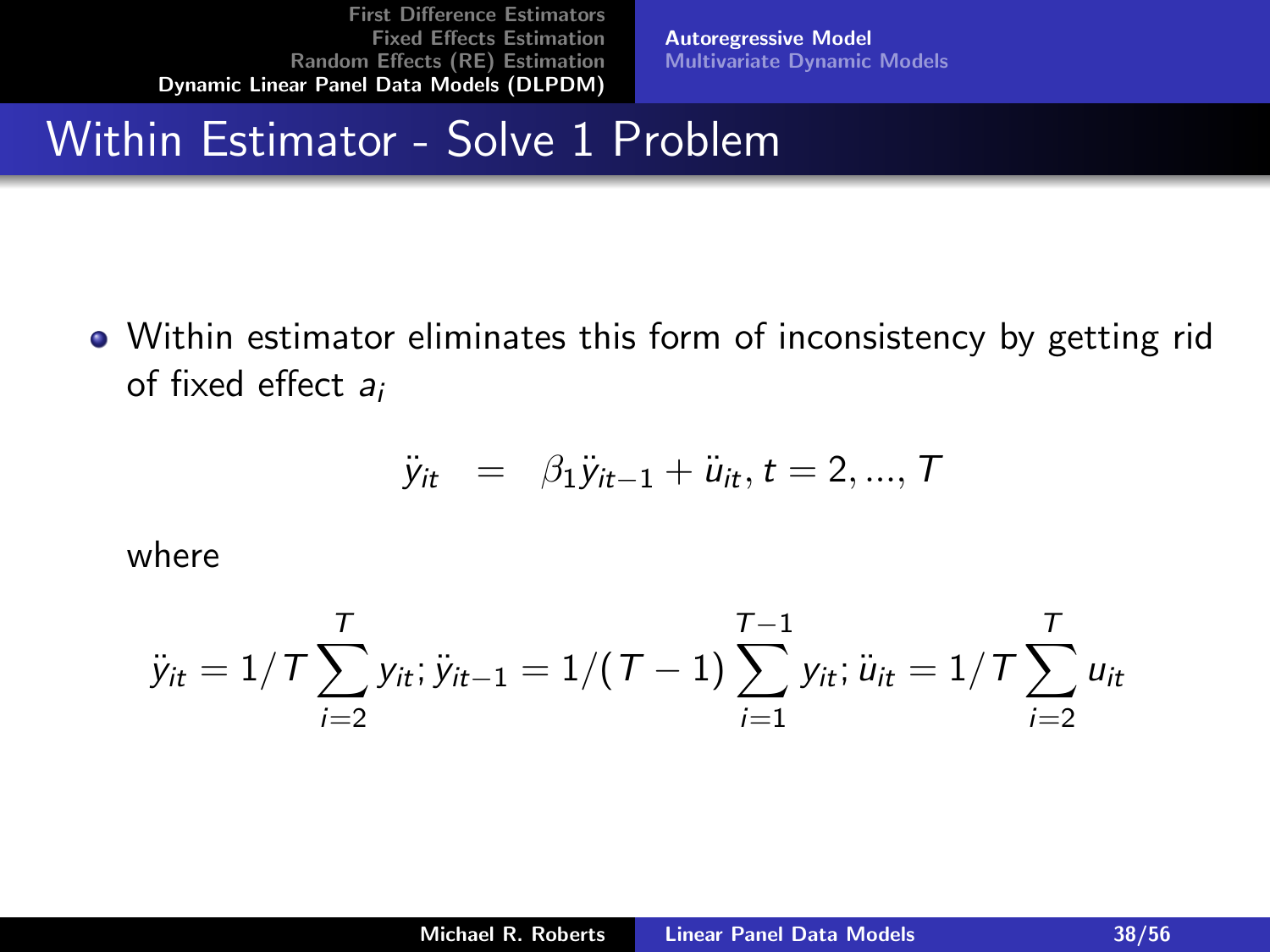# Within Estimator - Solve 1 Problem

- Within estimator eliminates this form of inconsistency by getting rid of fixed effect $a_i$

$$\ddot{y}_{it} = \beta_1 \ddot{y}_{it-1} + \ddot{u}_{it}, t = 2, ..., T$$

where

$$\ddot{y}_{it} = 1/T \sum_{i=2}^{T} y_{it}; \ddot{y}_{it-1} = 1/(T-1) \sum_{i=1}^{T-1} y_{it}; \ddot{u}_{it} = 1/T \sum_{i=2}^{T} u_{it}$$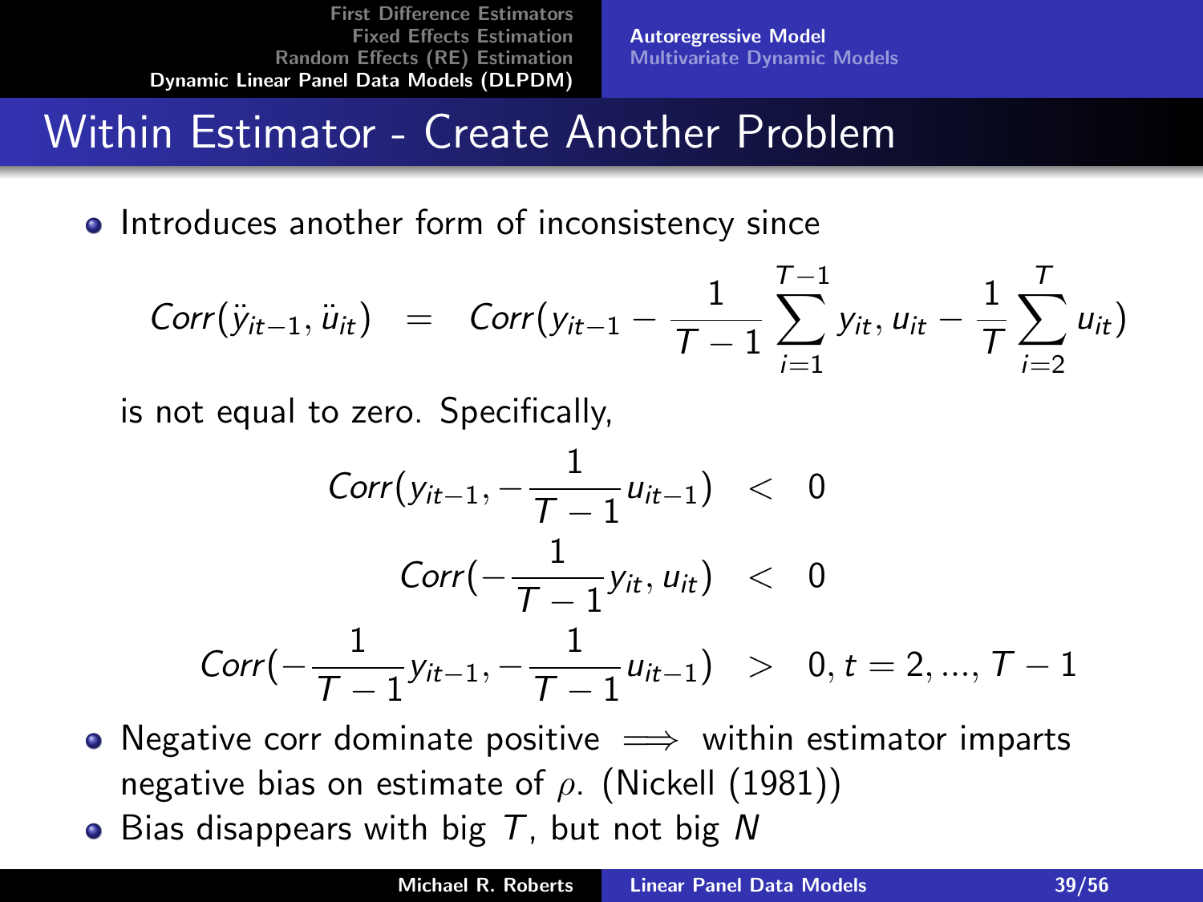## Within Estimator - Create Another Problem

- Introduces another form of inconsistency since

$$Corr(\ddot{y}_{it-1}, \ddot{u}_{it}) = Corr(y_{it-1} - \frac{1}{T-1}\sum_{i=1}^{T-1} y_{it}, u_{it} - \frac{1}{T}\sum_{i=2}^{T} u_{it})$$

is not equal to zero. Specifically,

$$\begin{aligned} Corr(y_{it-1}, -\frac{1}{T-1}u_{it-1}) &< 0 \\ Corr(-\frac{1}{T-1}y_{it}, u_{it}) &< 0 \\ Corr(-\frac{1}{T-1}y_{it-1}, -\frac{1}{T-1}u_{it-1}) &> 0, t = 2, ..., T-1 \end{aligned}$$

- Negative corr dominate positive $\implies$ within estimator imparts negative bias on estimate of $\rho$. (Nickell (1981))
- Bias disappears with big $T$, but not big $N$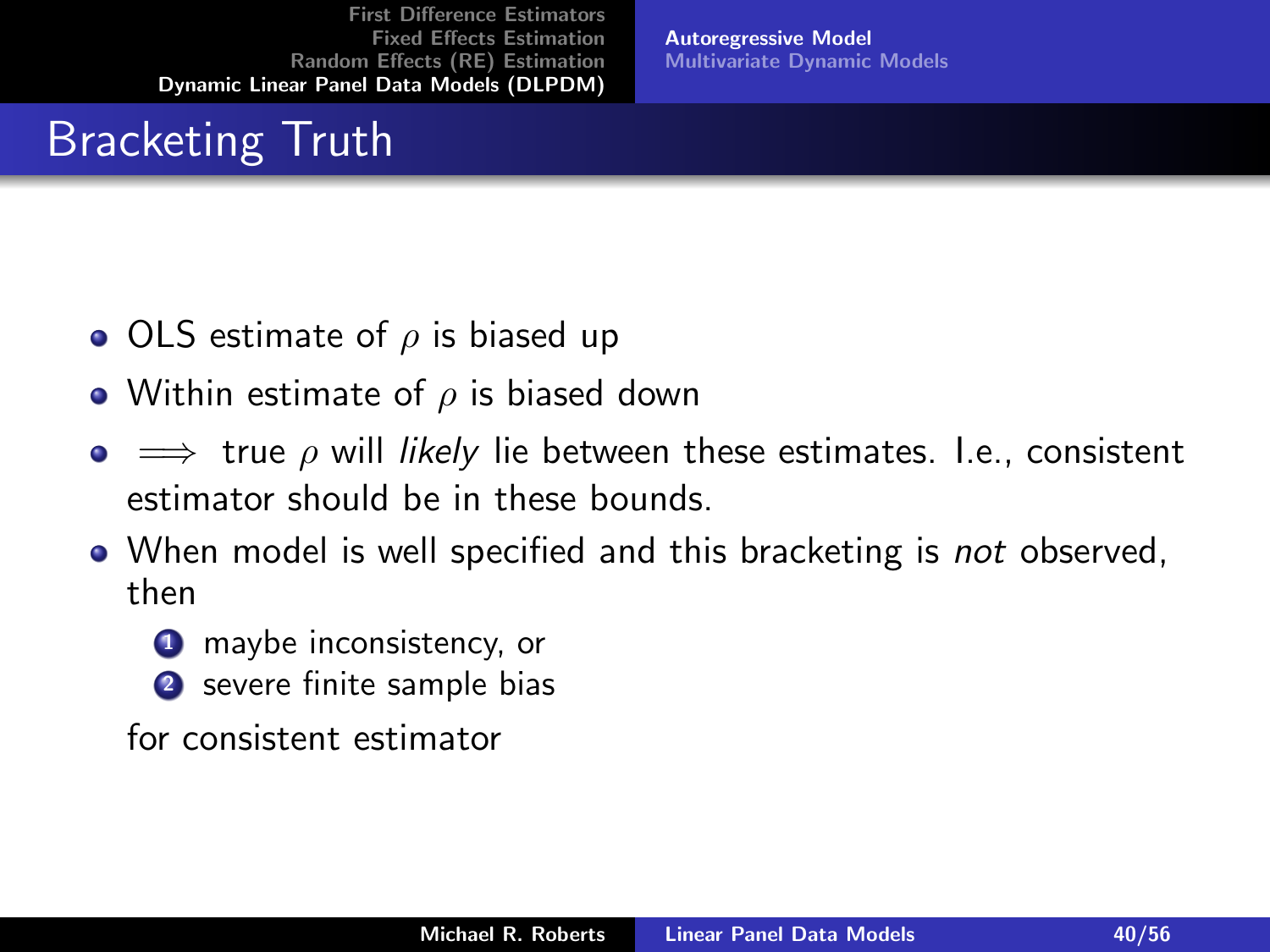# Bracketing Truth

- OLS estimate of $\rho$ is biased up
- Within estimate of $\rho$ is biased down
- $\Longrightarrow$ true $\rho$ will *likely* lie between these estimates. I.e., consistent estimator should be in these bounds.
- When model is well specified and this bracketing is *not* observed, then
  1. maybe inconsistency, or
  2. severe finite sample bias

  for consistent estimator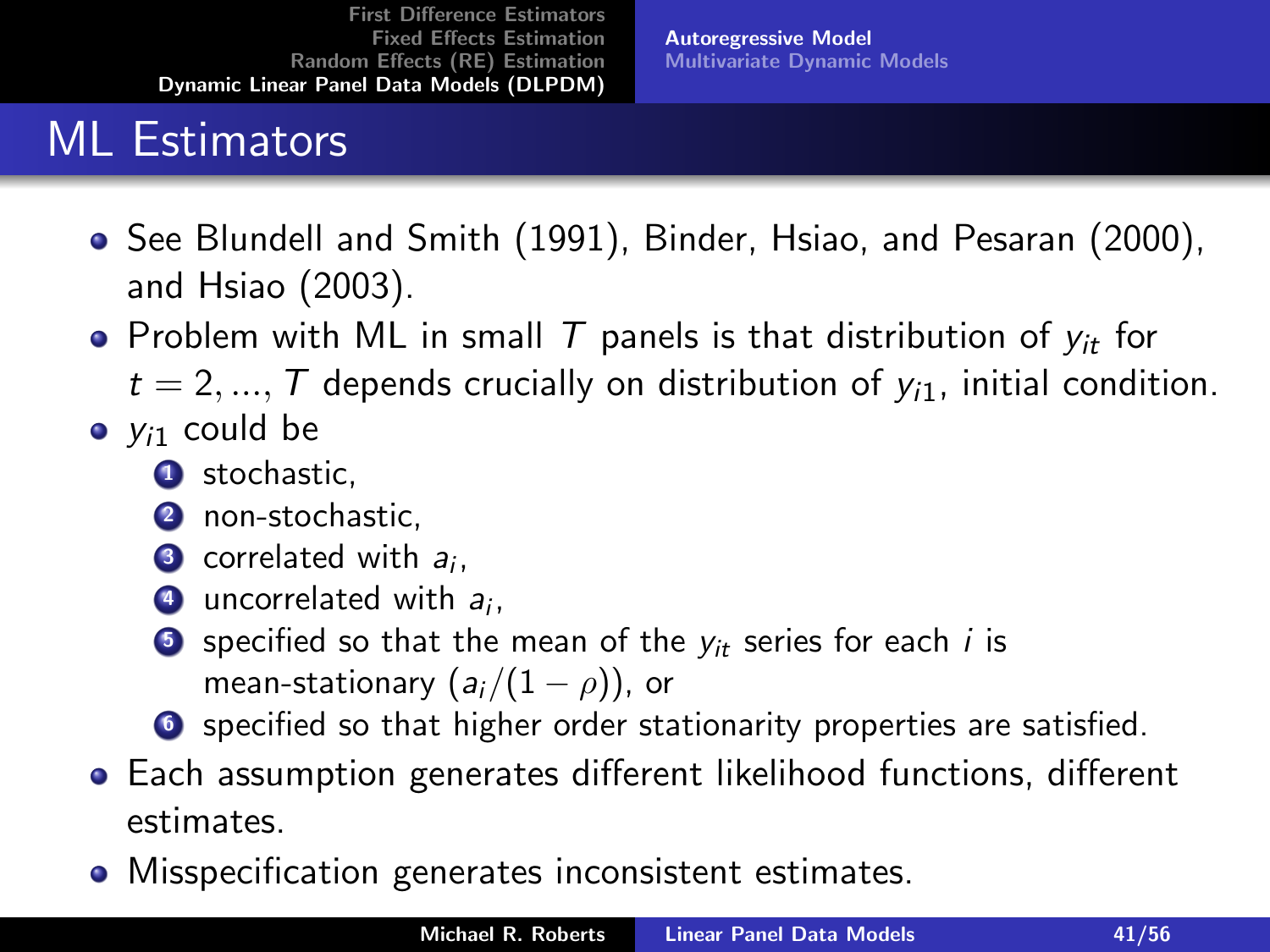# ML Estimators

- See Blundell and Smith (1991), Binder, Hsiao, and Pesaran (2000), and Hsiao (2003).
- Problem with ML in small $T$ panels is that distribution of $y_{it}$ for $t = 2, ..., T$ depends crucially on distribution of $y_{i1}$, initial condition.
- $y_{i1}$ could be
  1. stochastic,
  2. non-stochastic,
  3. correlated with $a_i$,
  4. uncorrelated with $a_i$,
  5. specified so that the mean of the $y_{it}$ series for each $i$ is mean-stationary $(a_i/(1-\rho))$, or
  6. specified so that higher order stationarity properties are satisfied.
- Each assumption generates different likelihood functions, different estimates.
- Misspecification generates inconsistent estimates.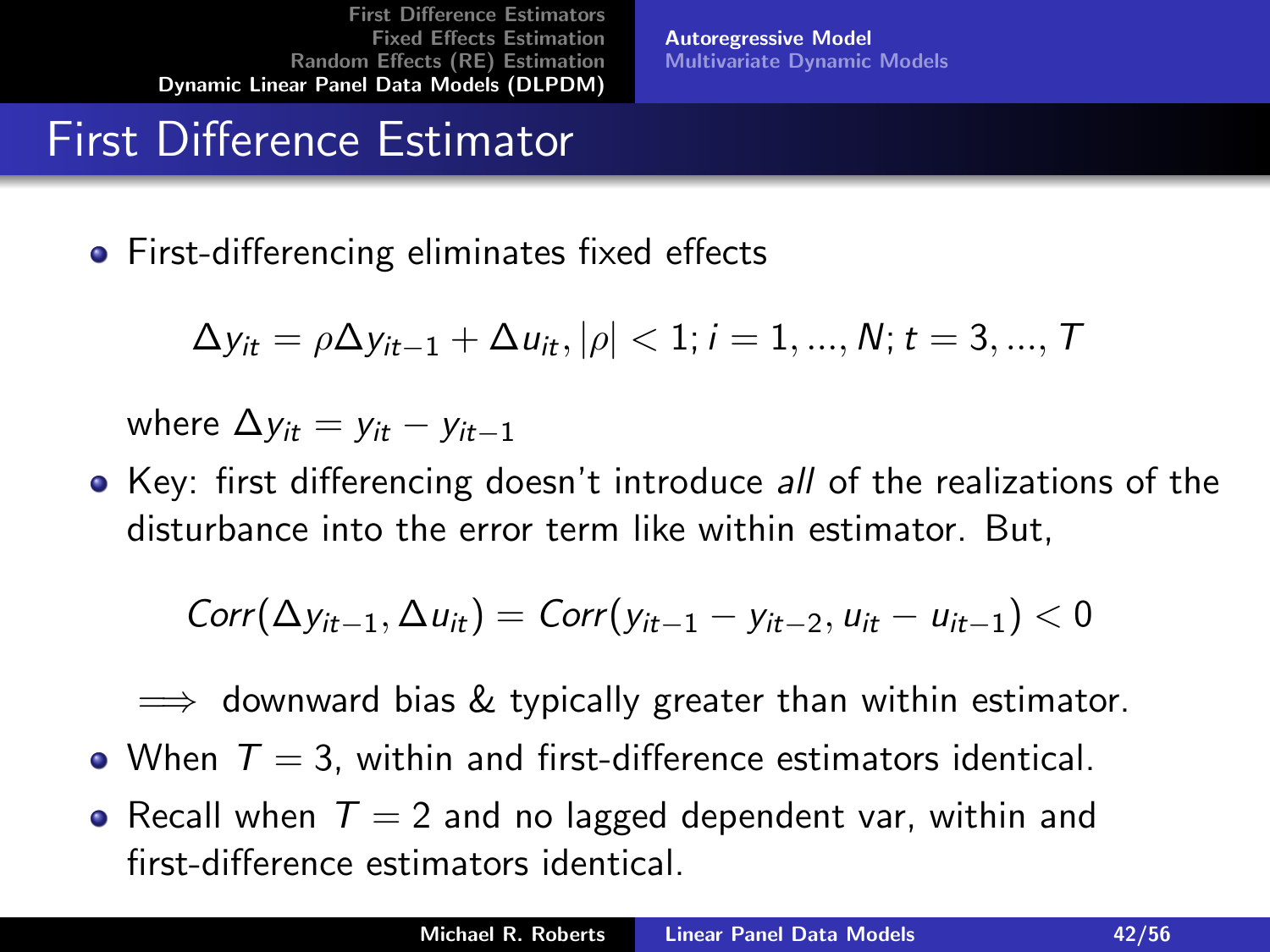# First Difference Estimator

- First-differencing eliminates fixed effects

$$\Delta y_{it} = \rho \Delta y_{it-1} + \Delta u_{it}, |\rho| < 1; i = 1, ..., N; t = 3, ..., T$$

  where $\Delta y_{it} = y_{it} - y_{it-1}$

- Key: first differencing doesn't introduce *all* of the realizations of the disturbance into the error term like within estimator. But,

$$Corr(\Delta y_{it-1}, \Delta u_{it}) = Corr(y_{it-1} - y_{it-2}, u_{it} - u_{it-1}) < 0$$

  $\implies$ downward bias & typically greater than within estimator.

- When $T = 3$, within and first-difference estimators identical.
- Recall when $T = 2$ and no lagged dependent var, within and first-difference estimators identical.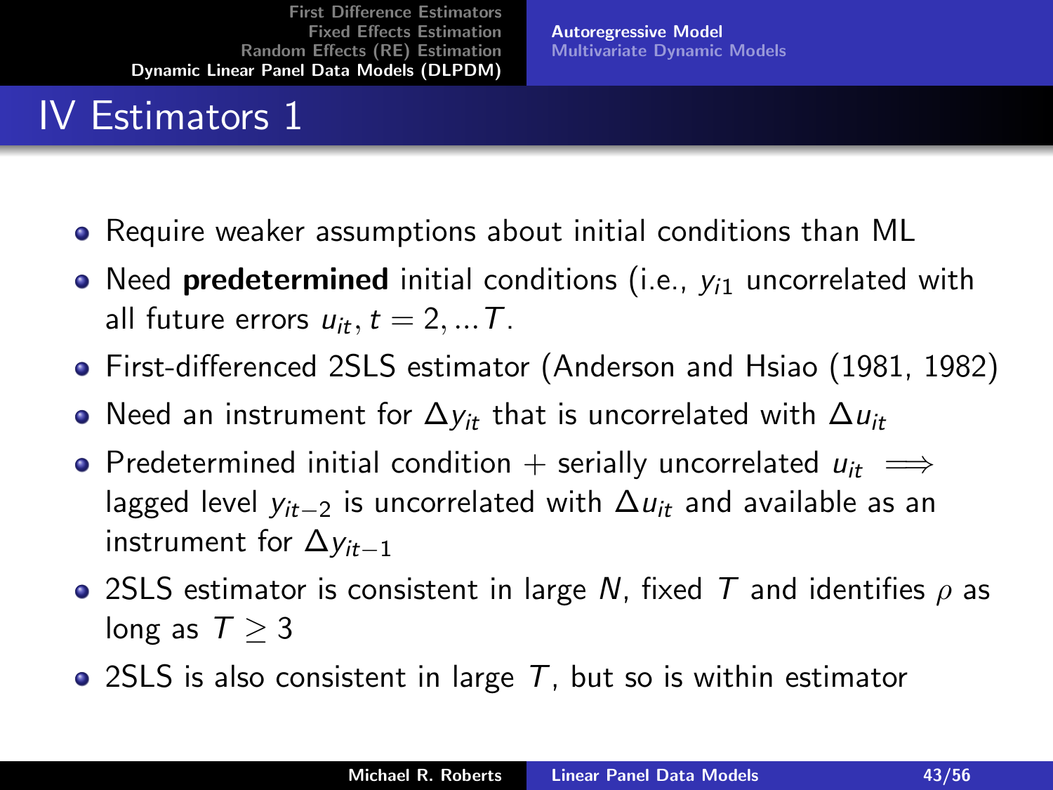# IV Estimators 1

- Require weaker assumptions about initial conditions than ML
- Need **predetermined** initial conditions (i.e., $y_{i1}$ uncorrelated with all future errors $u_{it}, t = 2, ...T$.
- First-differenced 2SLS estimator (Anderson and Hsiao (1981, 1982)
- Need an instrument for $\Delta y_{it}$ that is uncorrelated with $\Delta u_{it}$
- Predetermined initial condition + serially uncorrelated $u_{it} \implies$ lagged level $y_{it-2}$ is uncorrelated with $\Delta u_{it}$ and available as an instrument for $\Delta y_{it-1}$
- 2SLS estimator is consistent in large $N$, fixed $T$ and identifies $\rho$ as long as $T \geq 3$
- 2SLS is also consistent in large $T$, but so is within estimator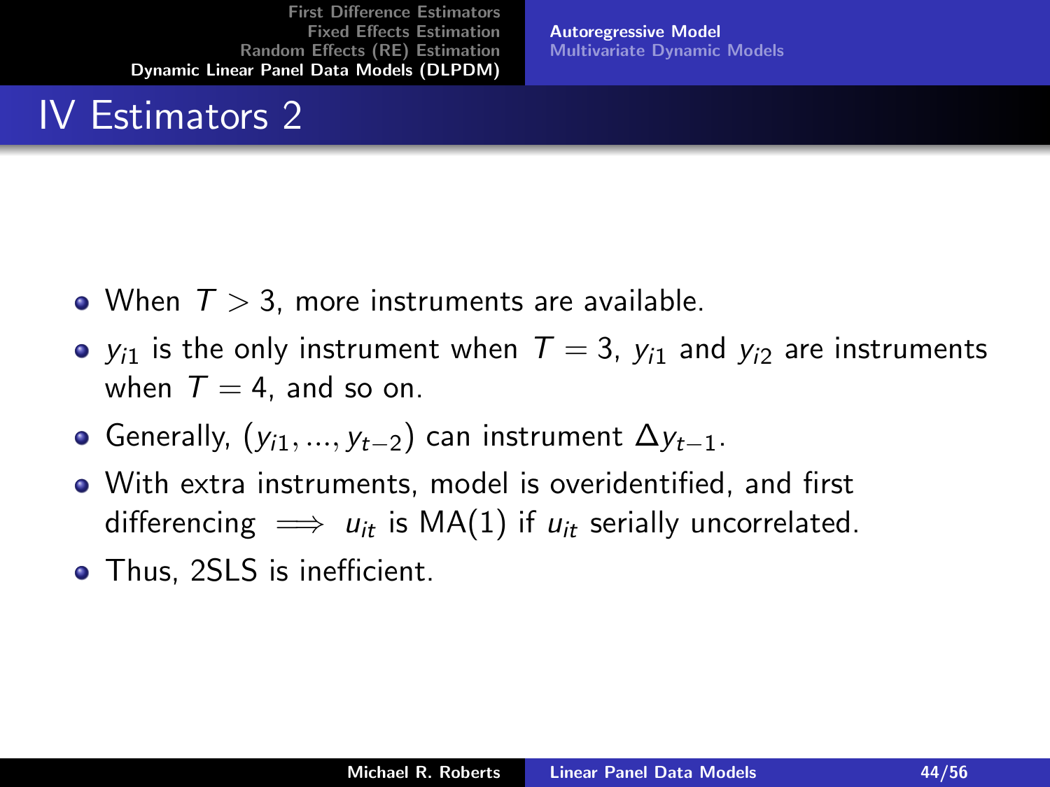# IV Estimators 2

- When $T > 3$, more instruments are available.
- $y_{i1}$ is the only instrument when $T = 3$, $y_{i1}$ and $y_{i2}$ are instruments when $T = 4$, and so on.
- Generally, $(y_{i1}, ..., y_{t-2})$ can instrument $\Delta y_{t-1}$.
- With extra instruments, model is overidentified, and first differencing $\implies$ $u_{it}$ is MA(1) if $u_{it}$ serially uncorrelated.
- Thus, 2SLS is inefficient.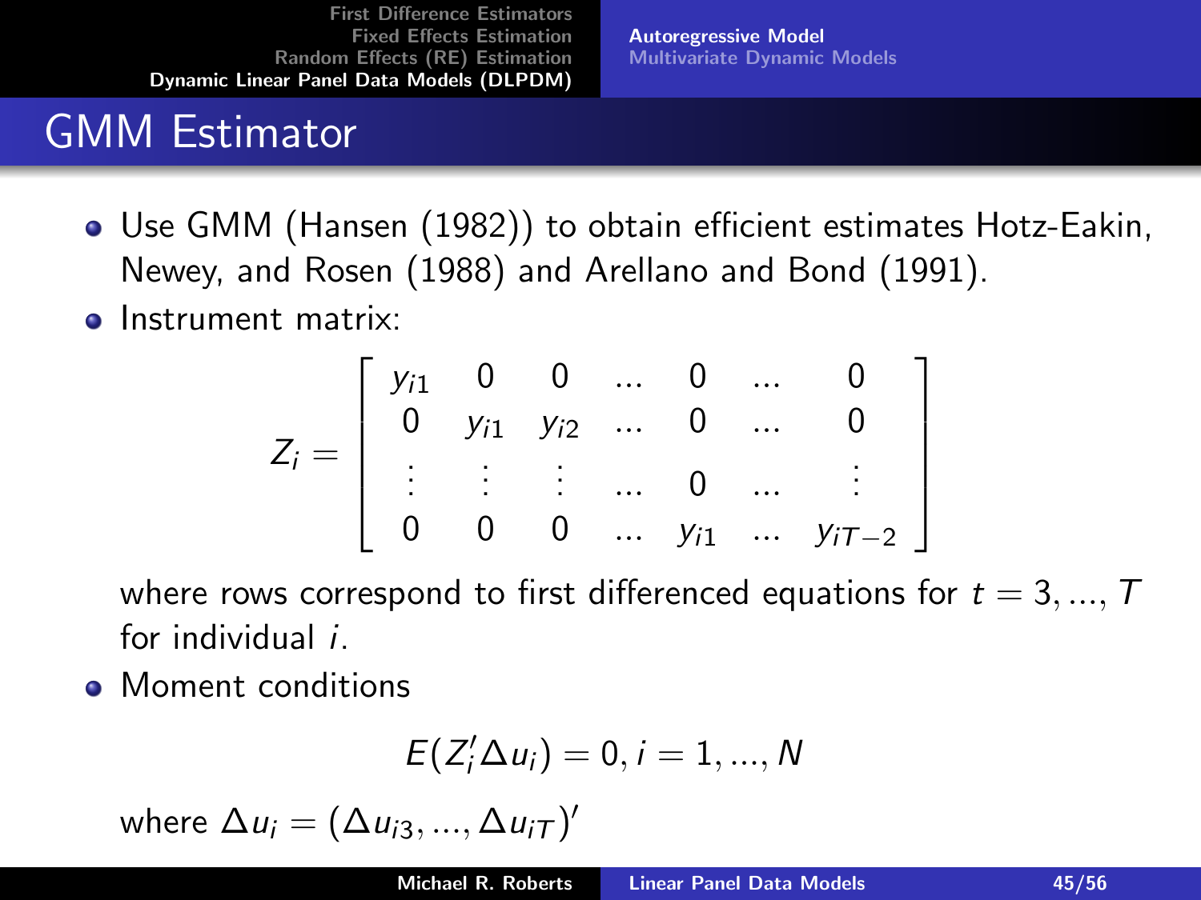# GMM Estimator

- Use GMM (Hansen (1982)) to obtain efficient estimates Hotz-Eakin, Newey, and Rosen (1988) and Arellano and Bond (1991).
- Instrument matrix:

$$
Z_i = \begin{bmatrix}
y_{i1} & 0 & 0 & \dots & 0 & \dots & 0 \\
0 & y_{i1} & y_{i2} & \dots & 0 & \dots & 0 \\
\vdots & \vdots & \vdots & \dots & 0 & \dots & \vdots \\
0 & 0 & 0 & \dots & y_{i1} & \dots & y_{iT-2}
\end{bmatrix}
$$

  where rows correspond to first differenced equations for $t = 3, ..., T$ for individual $i$.

- Moment conditions

$$
E(Z_i' \Delta u_i) = 0, i = 1, ..., N
$$

  where $\Delta u_i = (\Delta u_{i3}, ..., \Delta u_{iT})'$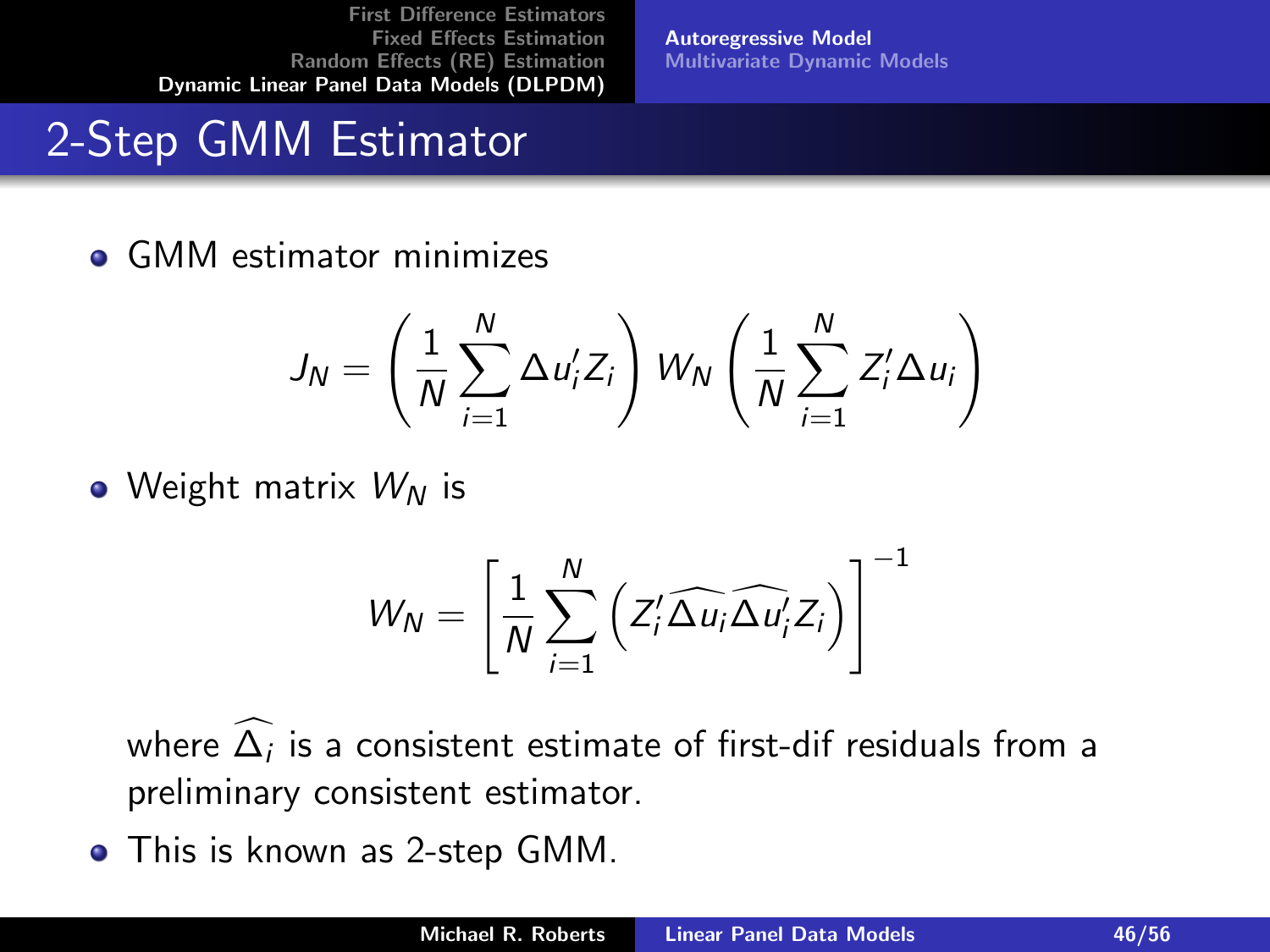# 2-Step GMM Estimator

- GMM estimator minimizes

$$J_N = \left( \frac{1}{N} \sum_{i=1}^{N} \Delta u_i' Z_i \right) W_N \left( \frac{1}{N} \sum_{i=1}^{N} Z_i' \Delta u_i \right)$$

- Weight matrix $W_N$ is

$$W_N = \left[ \frac{1}{N} \sum_{i=1}^{N} \left( Z_i' \widehat{\Delta u_i} \widehat{\Delta u_i'} Z_i \right) \right]^{-1}$$

  where $\widehat{\Delta_i}$ is a consistent estimate of first-dif residuals from a preliminary consistent estimator.

- This is known as 2-step GMM.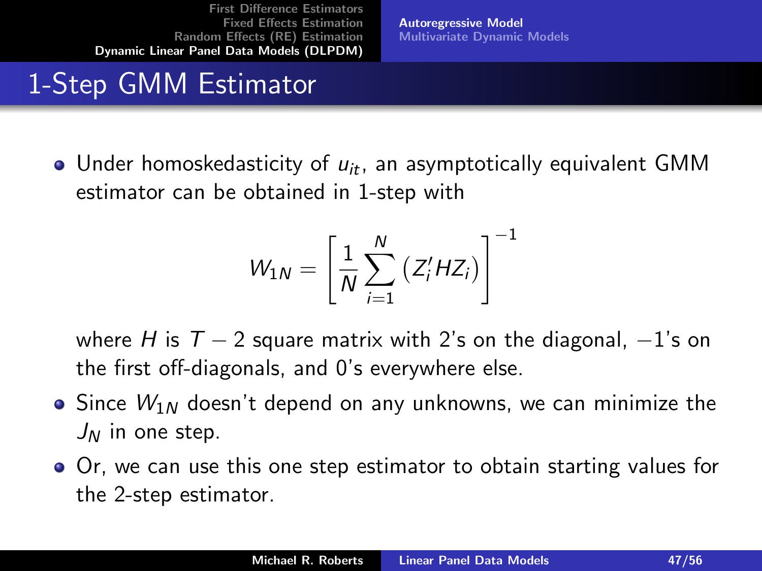# 1-Step GMM Estimator

- Under homoskedasticity of $u_{it}$, an asymptotically equivalent GMM estimator can be obtained in 1-step with

$$W_{1N} = \left[ \frac{1}{N} \sum_{i=1}^{N} \left( Z_i' H Z_i \right) \right]^{-1}$$

  where $H$ is $T-2$ square matrix with 2's on the diagonal, $-1$'s on the first off-diagonals, and 0's everywhere else.

- Since $W_{1N}$ doesn't depend on any unknowns, we can minimize the $J_N$ in one step.
- Or, we can use this one step estimator to obtain starting values for the 2-step estimator.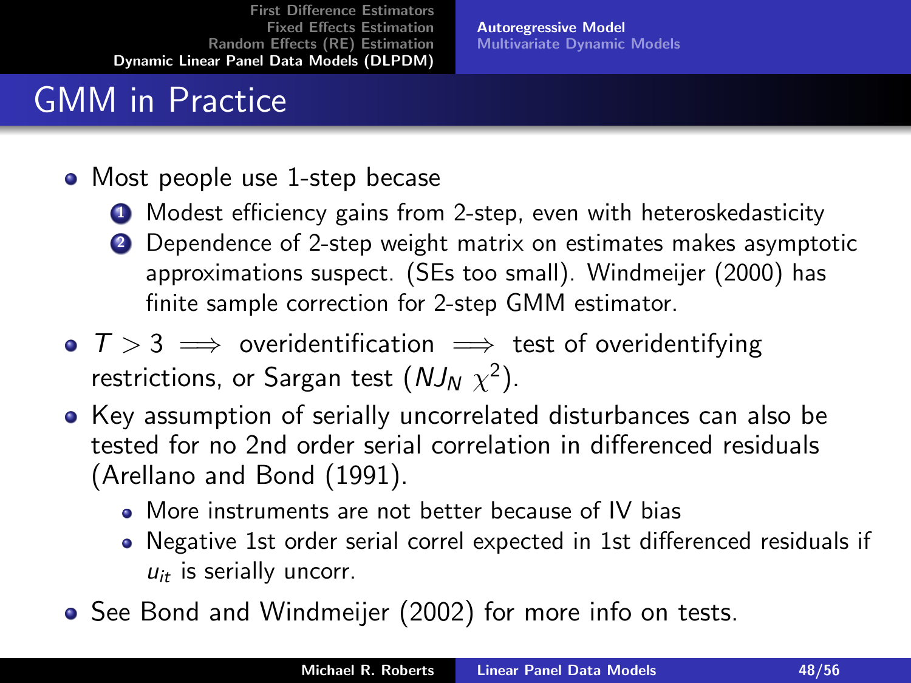# GMM in Practice

- Most people use 1-step becase
  1. Modest efficiency gains from 2-step, even with heteroskedasticity
  2. Dependence of 2-step weight matrix on estimates makes asymptotic approximations suspect. (SEs too small). Windmeijer (2000) has finite sample correction for 2-step GMM estimator.
- $T > 3 \implies$ overidentification $\implies$ test of overidentifying restrictions, or Sargan test ($NJ_N$ $\chi^2$).
- Key assumption of serially uncorrelated disturbances can also be tested for no 2nd order serial correlation in differenced residuals (Arellano and Bond (1991).
  - More instruments are not better because of IV bias
  - Negative 1st order serial correl expected in 1st differenced residuals if $u_{it}$ is serially uncorr.
- See Bond and Windmeijer (2002) for more info on tests.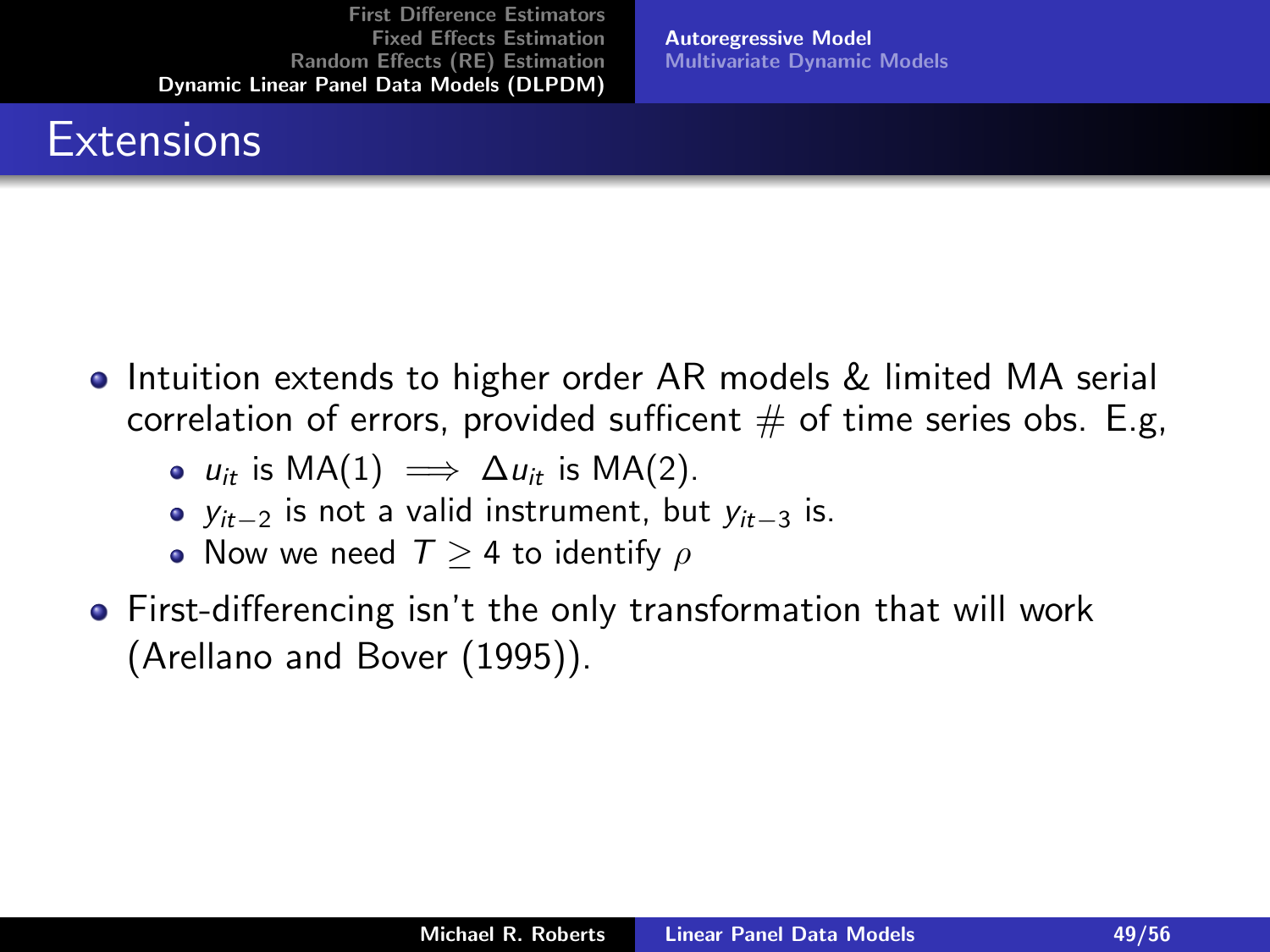## Extensions

- Intuition extends to higher order AR models & limited MA serial correlation of errors, provided sufficent # of time series obs. E.g,
  - $u_{it}$ is MA(1) $\implies$ $\Delta u_{it}$ is MA(2).
  - $y_{it-2}$ is not a valid instrument, but $y_{it-3}$ is.
  - Now we need $T \geq 4$ to identify $\rho$
- First-differencing isn't the only transformation that will work (Arellano and Bover (1995)).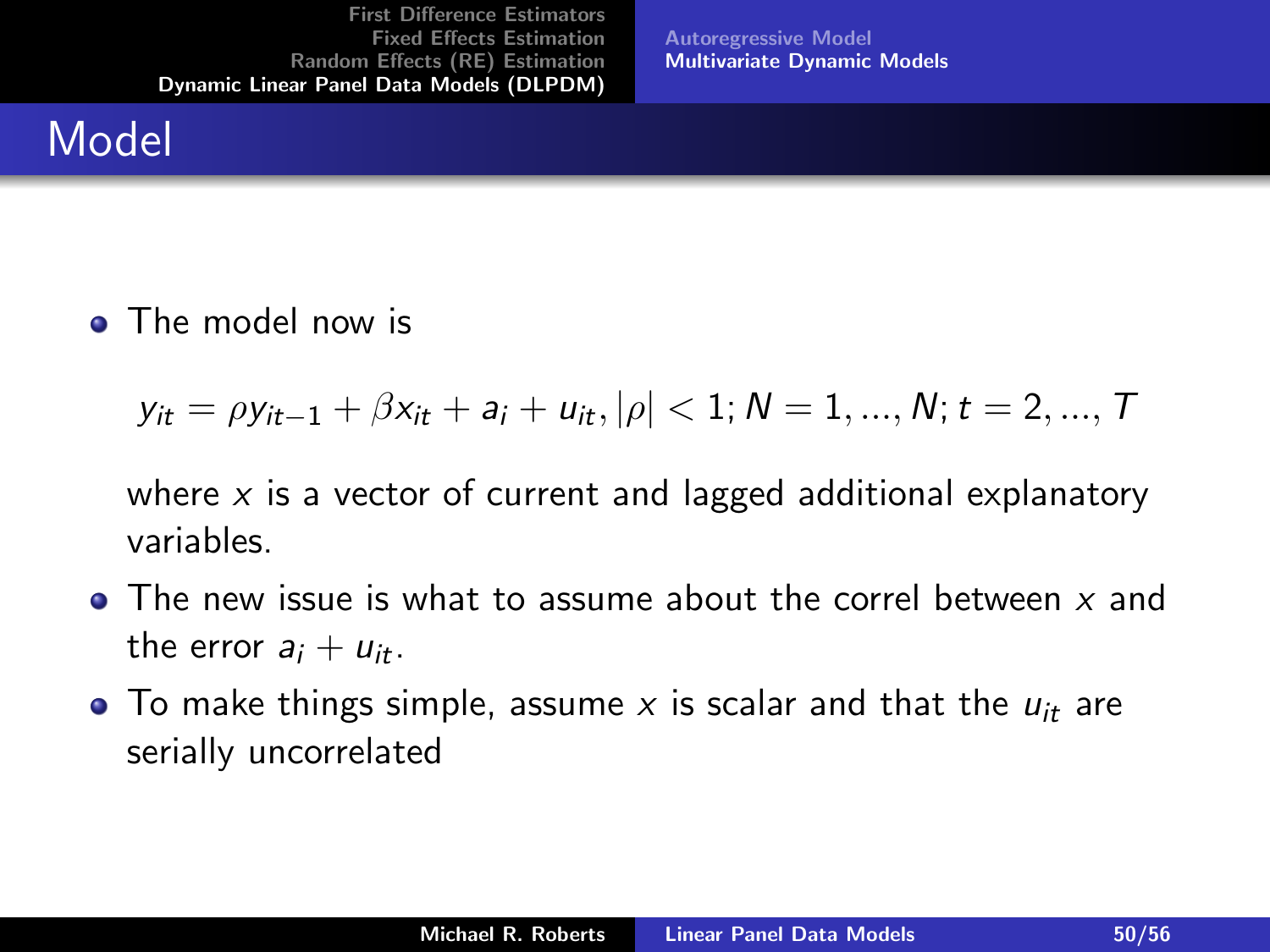# Model

- The model now is

$$y_{it} = \rho y_{it-1} + \beta x_{it} + a_i + u_{it}, |\rho| < 1; N = 1, ..., N; t = 2, ..., T$$

  where $x$ is a vector of current and lagged additional explanatory variables.

- The new issue is what to assume about the correl between $x$ and the error $a_i + u_{it}$.
- To make things simple, assume $x$ is scalar and that the $u_{it}$ are serially uncorrelated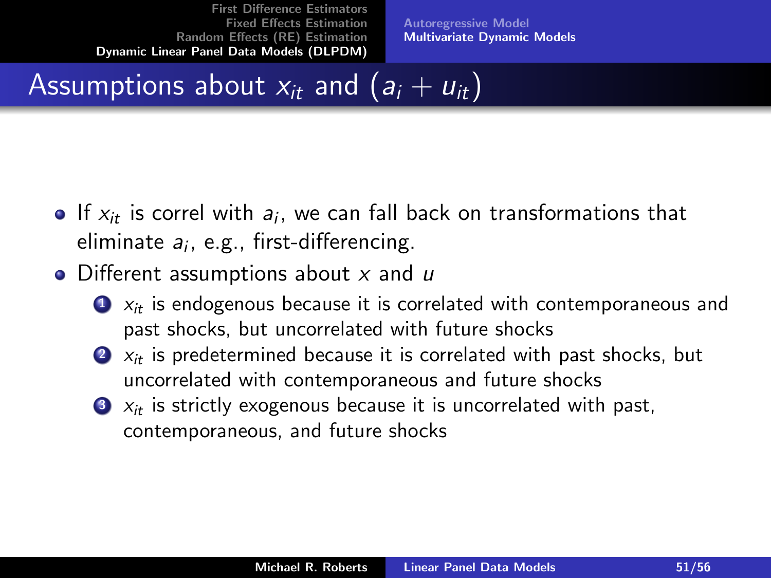# Assumptions about $x_{it}$ and $(a_i + u_{it})$

- If $x_{it}$ is correl with $a_i$, we can fall back on transformations that eliminate $a_i$, e.g., first-differencing.
- Different assumptions about $x$ and $u$
  1. $x_{it}$ is endogenous because it is correlated with contemporaneous and past shocks, but uncorrelated with future shocks
  2. $x_{it}$ is predetermined because it is correlated with past shocks, but uncorrelated with contemporaneous and future shocks
  3. $x_{it}$ is strictly exogenous because it is uncorrelated with past, contemporaneous, and future shocks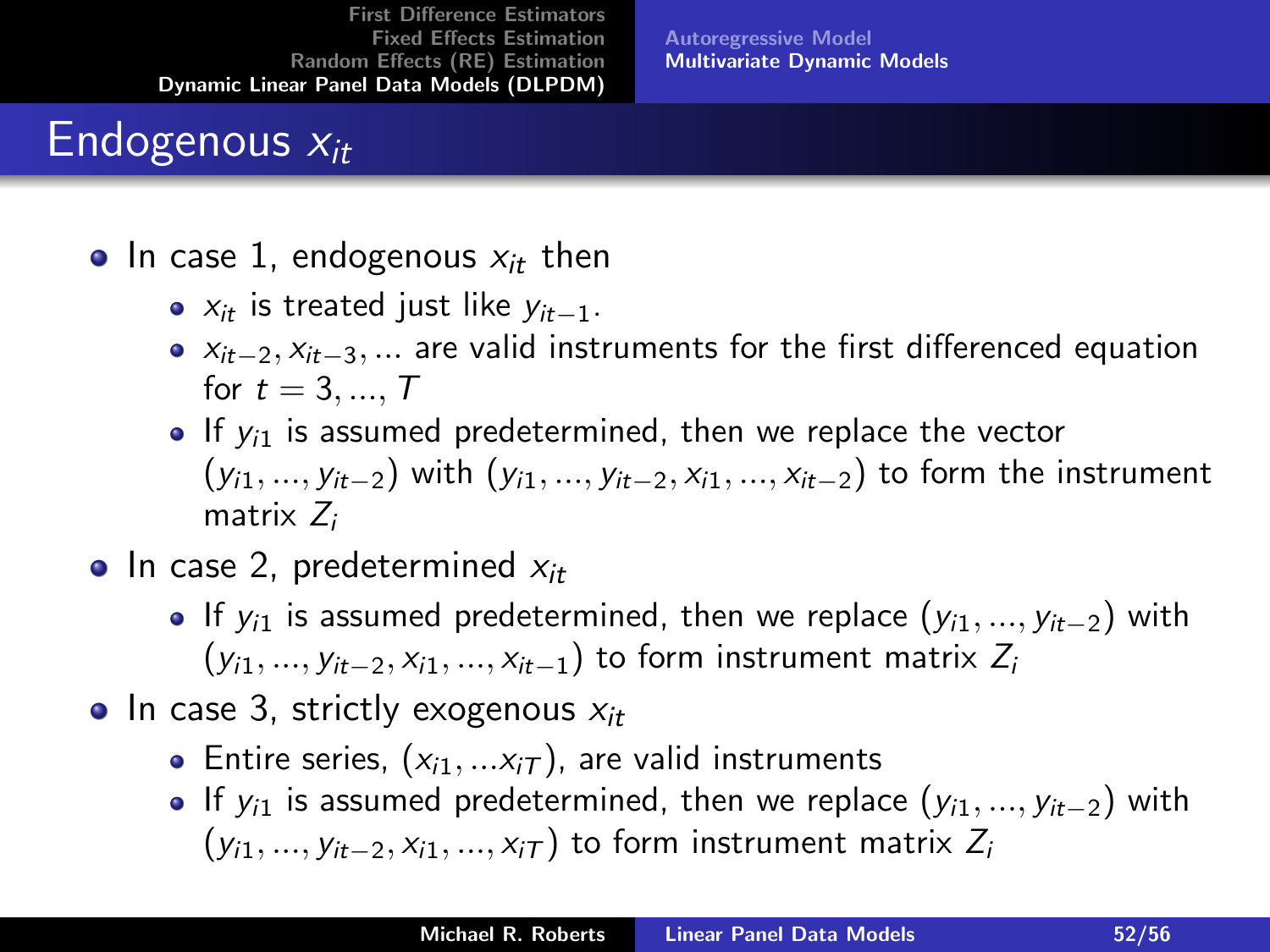# Endogenous $x_{it}$

- In case 1, endogenous $x_{it}$ then
  - $x_{it}$ is treated just like $y_{it-1}$.
  - $x_{it-2}, x_{it-3}, \ldots$ are valid instruments for the first differenced equation for $t = 3, \ldots, T$
  - If $y_{i1}$ is assumed predetermined, then we replace the vector $(y_{i1}, \ldots, y_{it-2})$ with $(y_{i1}, \ldots, y_{it-2}, x_{i1}, \ldots, x_{it-2})$ to form the instrument matrix $Z_i$
- In case 2, predetermined $x_{it}$
  - If $y_{i1}$ is assumed predetermined, then we replace $(y_{i1}, \ldots, y_{it-2})$ with $(y_{i1}, \ldots, y_{it-2}, x_{i1}, \ldots, x_{it-1})$ to form instrument matrix $Z_i$
- In case 3, strictly exogenous $x_{it}$
  - Entire series, $(x_{i1}, \ldots x_{iT})$, are valid instruments
  - If $y_{i1}$ is assumed predetermined, then we replace $(y_{i1}, \ldots, y_{it-2})$ with $(y_{i1}, \ldots, y_{it-2}, x_{i1}, \ldots, x_{iT})$ to form instrument matrix $Z_i$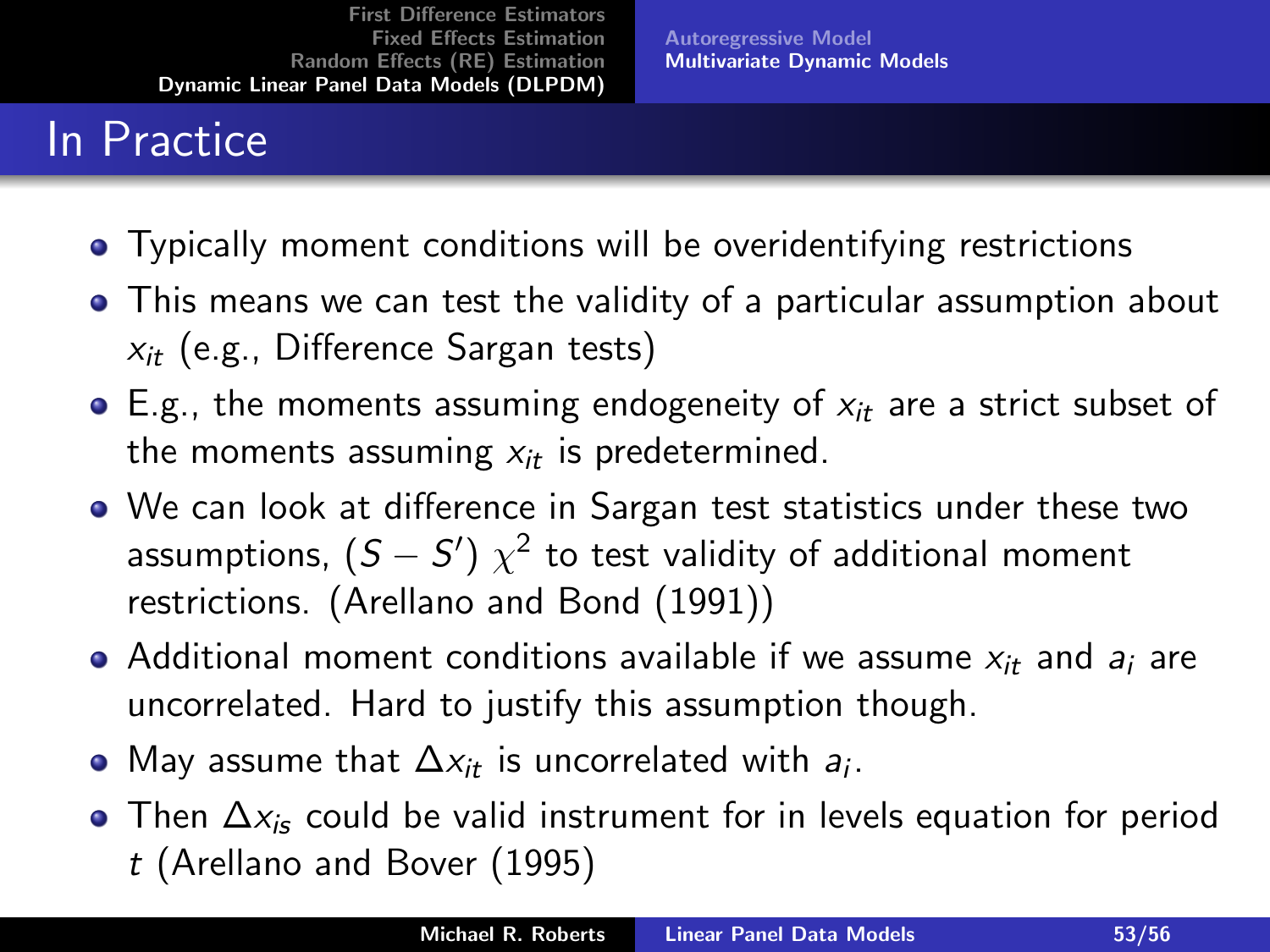# In Practice

- Typically moment conditions will be overidentifying restrictions
- This means we can test the validity of a particular assumption about $x_{it}$ (e.g., Difference Sargan tests)
- E.g., the moments assuming endogeneity of $x_{it}$ are a strict subset of the moments assuming $x_{it}$ is predetermined.
- We can look at difference in Sargan test statistics under these two assumptions, $(S - S')$ $\chi^2$ to test validity of additional moment restrictions. (Arellano and Bond (1991))
- Additional moment conditions available if we assume $x_{it}$ and $a_i$ are uncorrelated. Hard to justify this assumption though.
- May assume that $\Delta x_{it}$ is uncorrelated with $a_i$.
- Then $\Delta x_{is}$ could be valid instrument for in levels equation for period $t$ (Arellano and Bover (1995))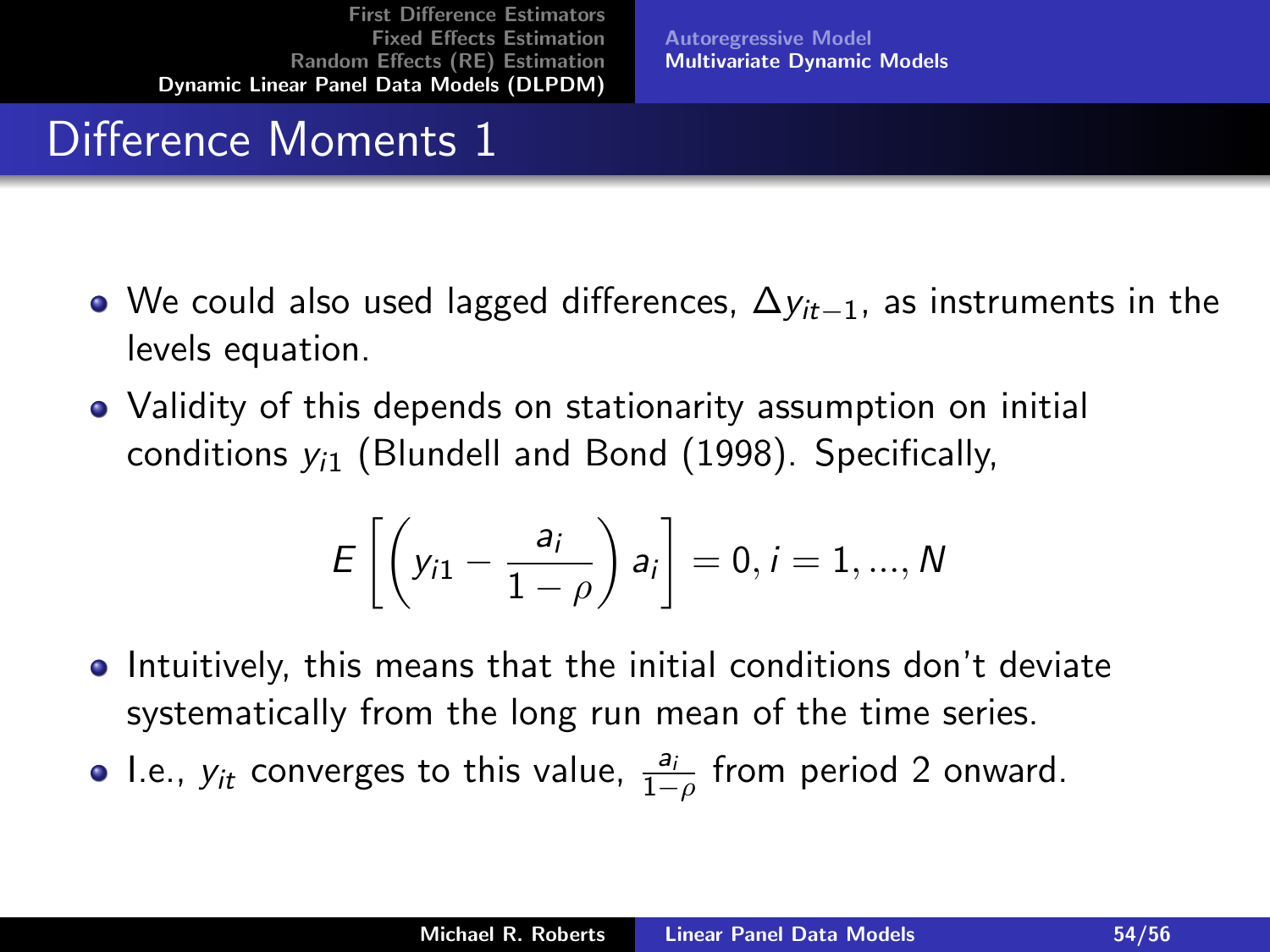# Difference Moments 1

- We could also used lagged differences, $\Delta y_{it-1}$, as instruments in the levels equation.
- Validity of this depends on stationarity assumption on initial conditions $y_{i1}$ (Blundell and Bond (1998). Specifically,

$$E\left[\left(y_{i1} - \frac{a_i}{1-\rho}\right) a_i\right] = 0, i = 1, ..., N$$

- Intuitively, this means that the initial conditions don't deviate systematically from the long run mean of the time series.
- I.e., $y_{it}$ converges to this value, $\frac{a_i}{1-\rho}$ from period 2 onward.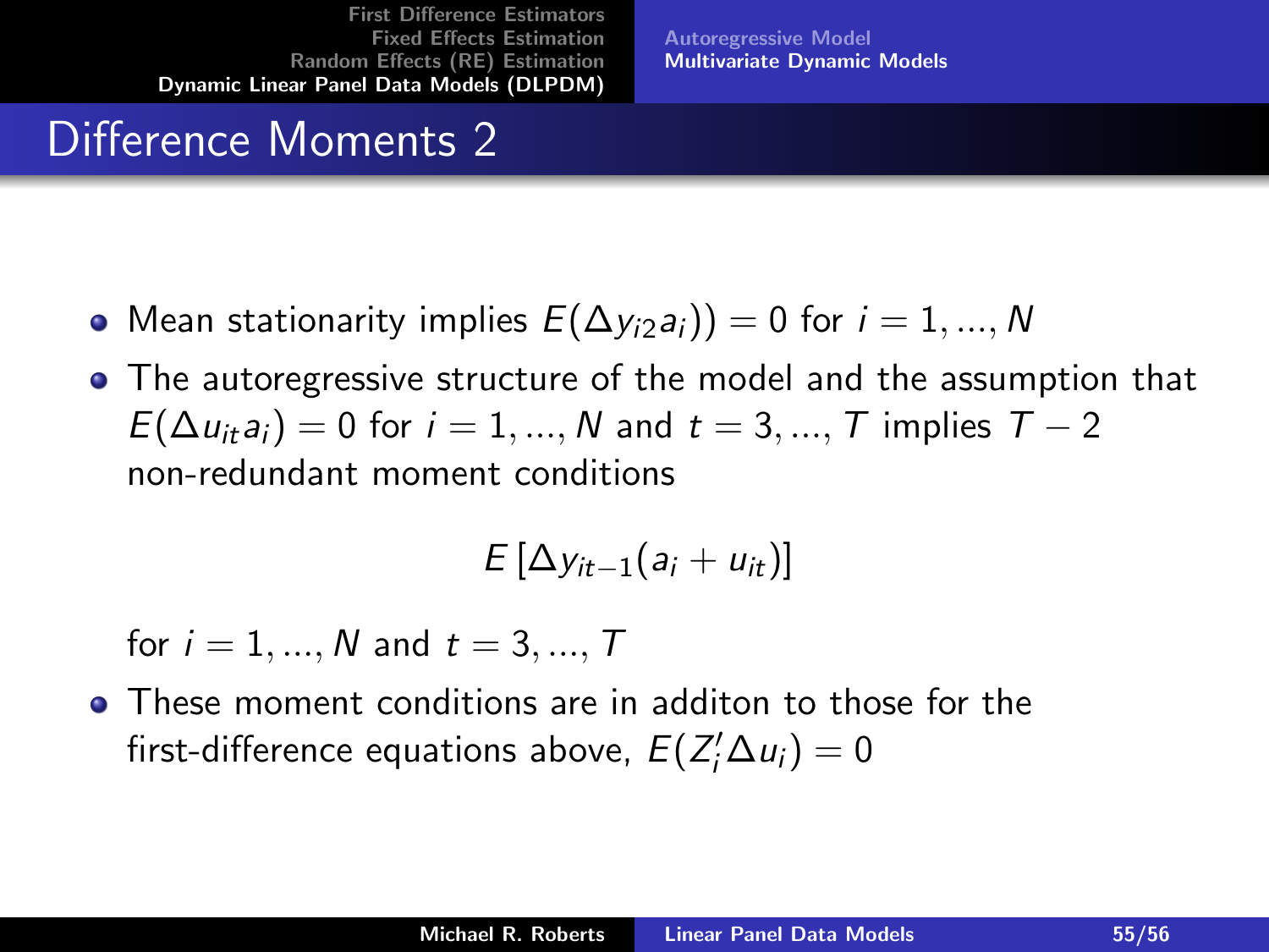# Difference Moments 2

- Mean stationarity implies $E(\Delta y_{i2} a_i)) = 0$ for $i = 1, ..., N$
- The autoregressive structure of the model and the assumption that $E(\Delta u_{it} a_i) = 0$ for $i = 1, ..., N$ and $t = 3, ..., T$ implies $T - 2$ non-redundant moment conditions

$$E\left[\Delta y_{it-1}(a_i + u_{it})\right]$$

for $i = 1, ..., N$ and $t = 3, ..., T$

- These moment conditions are in additon to those for the first-difference equations above, $E(Z_i' \Delta u_i) = 0$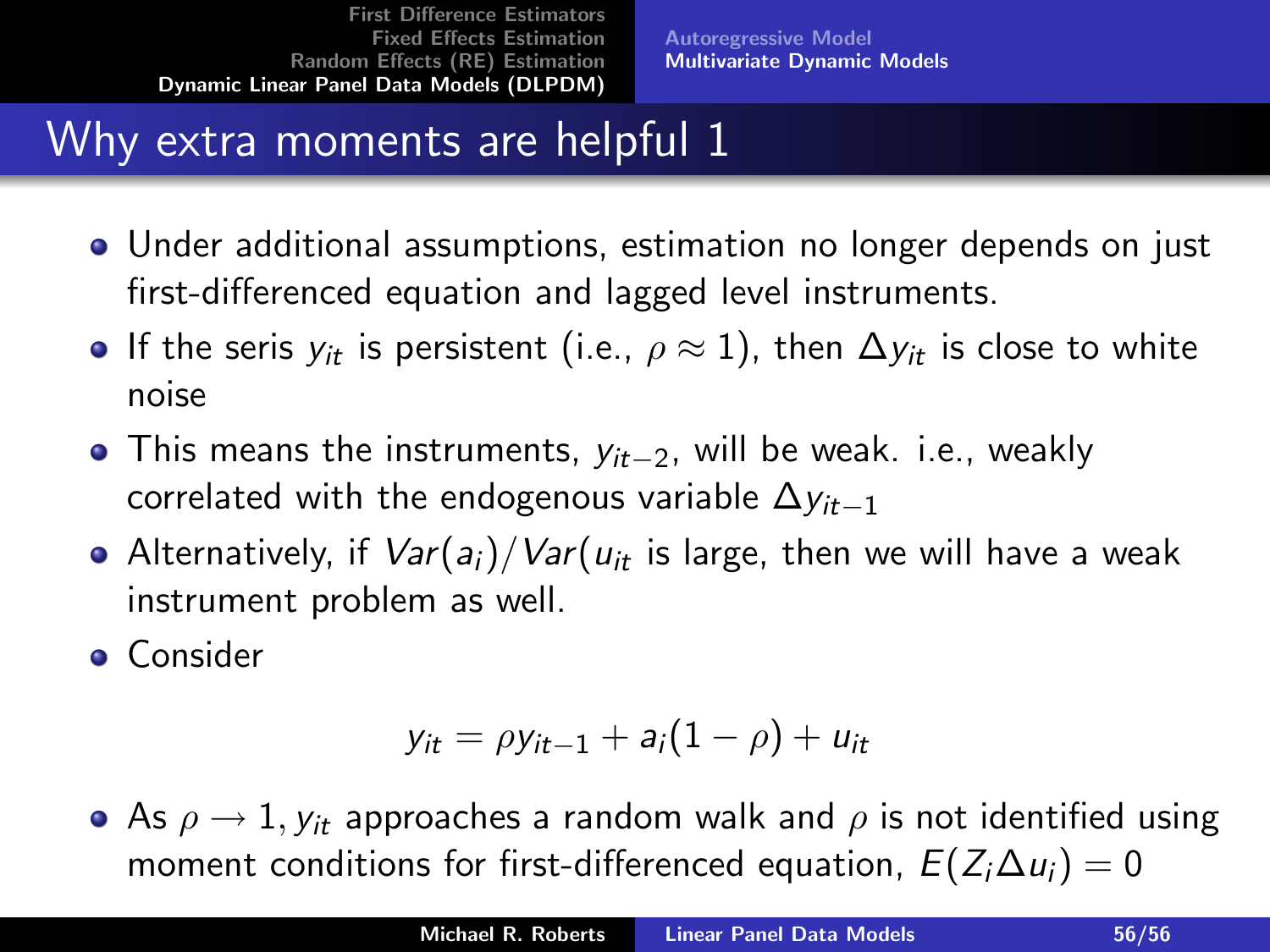## Why extra moments are helpful 1

- Under additional assumptions, estimation no longer depends on just first-differenced equation and lagged level instruments.
- If the seris $y_{it}$ is persistent (i.e., $\rho \approx 1$), then $\Delta y_{it}$ is close to white noise
- This means the instruments, $y_{it-2}$, will be weak. i.e., weakly correlated with the endogenous variable $\Delta y_{it-1}$
- Alternatively, if $Var(a_i)/Var(u_{it}$ is large, then we will have a weak instrument problem as well.
- Consider

$$y_{it} = \rho y_{it-1} + a_i(1-\rho) + u_{it}$$

- As $\rho \rightarrow 1, y_{it}$ approaches a random walk and $\rho$ is not identified using moment conditions for first-differenced equation, $E(Z_i \Delta u_i) = 0$